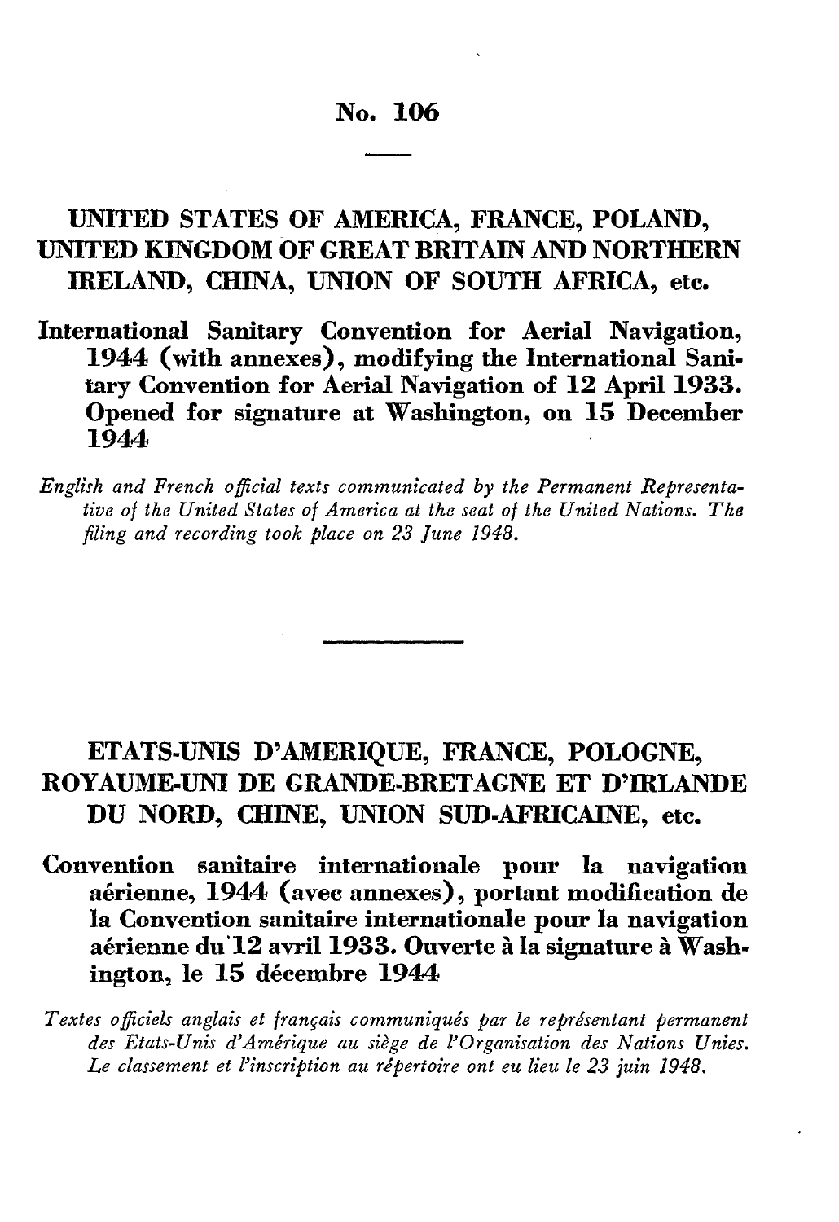# No. 106

## UNITED STATES OF AMERICA, FRANCE, POLAND, UNITED KINGDOM OF GREAT BRITAIN AND NORTHERN IRELAND, CHINA, UNION OF SOUTH AFRICA, etc.

**International Sanitary Convention for Aerial Navigation, 1944 (with annexes), modifying the International Sanitary Convention for Aerial Navigation of 12 April 1933. Opened for signature at Washington, on 15 December 1944**

*English and French official texts communicated by the Permanent Representative of the United States of America at the seat of the United Nations. The filing and recording took place on 23 June 1948.*

---

## ETATS-UNIS D'AMERIQUE, FRANCE, POLOGNE, ROYAUME-UNI DE GRANDE-BRETAGNE ET D'IRLANDE DU NORD, CHINE, UNION SUD-AFRICAINE, etc.

**Convention sanitaire internationale pour la navigation aérienne, 1944 (avec annexes), portant modification de la Convention sanitaire internationale pour la navigation aérienne du 12 avril 1933. Ouverte à la signature à Washington, le 15 décembre 1944**

*Textes officiels anglais et français communiqués par le représentant permanent des Etats-Unis d'Amérique au siège de l'Organisation des Nations Unies. Le classement et l'inscription au répertoire ont eu lieu le 23 juin 1948.*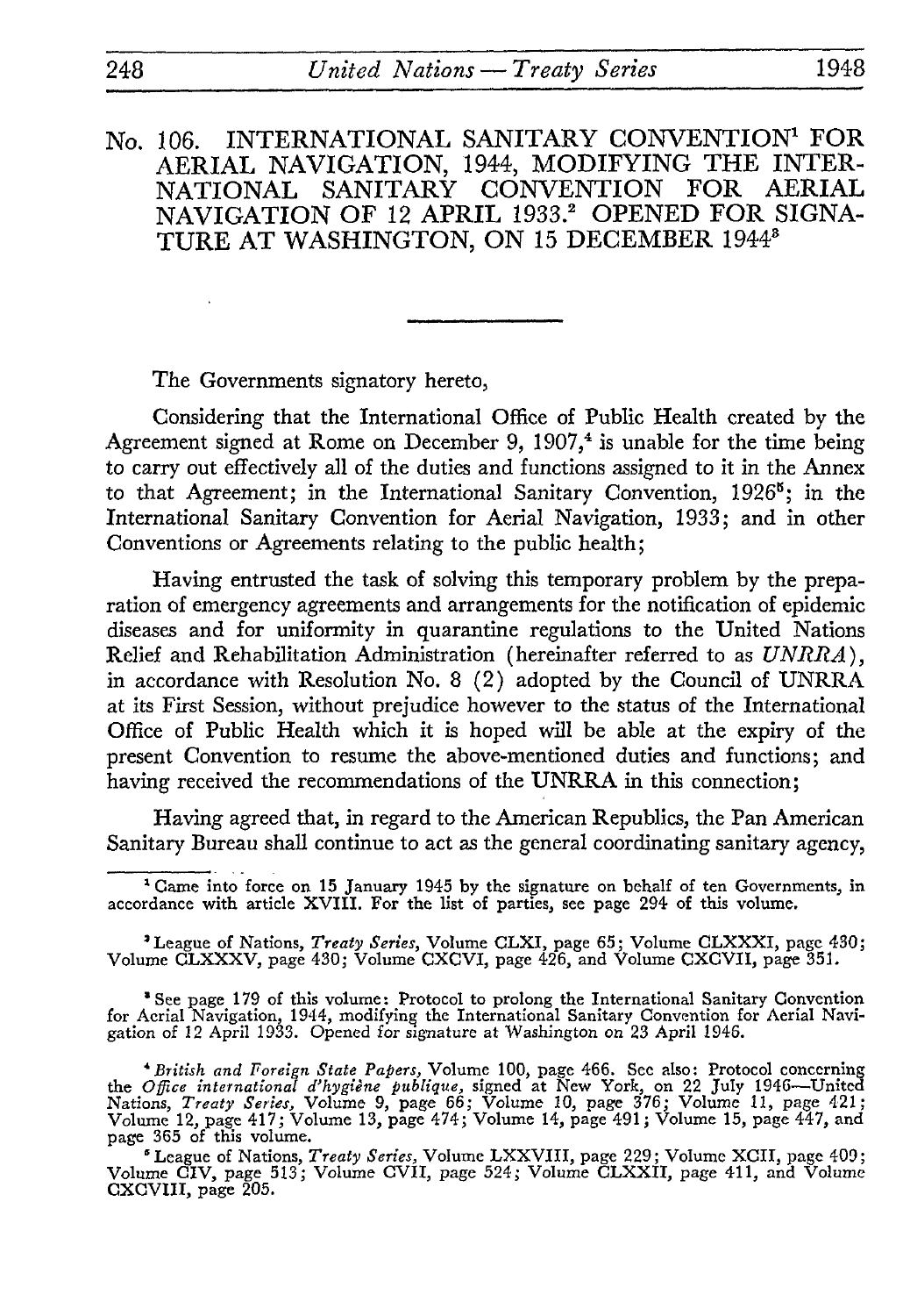# No. 106. INTERNATIONAL SANITARY CONVENTION[1] FOR AERIAL NAVIGATION, 1944, MODIFYING THE INTERNATIONAL SANITARY CONVENTION FOR AERIAL NAVIGATION OF 12 APRIL 1933.[2] OPENED FOR SIGNATURE AT WASHINGTON, ON 15 DECEMBER 1944[3]

---

The Governments signatory hereto,

Considering that the International Office of Public Health created by the Agreement signed at Rome on December 9, 1907,[4] is unable for the time being to carry out effectively all of the duties and functions assigned to it in the Annex to that Agreement; in the International Sanitary Convention, 1926[5]; in the International Sanitary Convention for Aerial Navigation, 1933; and in other Conventions or Agreements relating to the public health;

Having entrusted the task of solving this temporary problem by the preparation of emergency agreements and arrangements for the notification of epidemic diseases and for uniformity in quarantine regulations to the United Nations Relief and Rehabilitation Administration (hereinafter referred to as *UNRRA*), in accordance with Resolution No. 8 (2) adopted by the Council of UNRRA at its First Session, without prejudice however to the status of the International Office of Public Health which it is hoped will be able at the expiry of the present Convention to resume the above-mentioned duties and functions; and having received the recommendations of the UNRRA in this connection;

Having agreed that, in regard to the American Republics, the Pan American Sanitary Bureau shall continue to act as the general coordinating sanitary agency,

---

[1] Came into force on 15 January 1945 by the signature on behalf of ten Governments, in accordance with article XVIII. For the list of parties, see page 294 of this volume.

[2] League of Nations, *Treaty Series*, Volume CLXI, page 65; Volume CLXXXI, page 430; Volume CLXXXV, page 430; Volume CXCVI, page 426, and Volume CXCVII, page 351.

[3] See page 179 of this volume: Protocol to prolong the International Sanitary Convention for Aerial Navigation, 1944, modifying the International Sanitary Convention for Aerial Navigation of 12 April 1933. Opened for signature at Washington on 23 April 1946.

[4] *British and Foreign State Papers*, Volume 100, page 466. See also: Protocol concerning the *Office international d'hygiène publique*, signed at New York, on 22 July 1946—United Nations, *Treaty Series*, Volume 9, page 66; Volume 10, page 376; Volume 11, page 421; Volume 12, page 417; Volume 13, page 474; Volume 14, page 491; Volume 15, page 447, and page 365 of this volume.

[5] League of Nations, *Treaty Series*, Volume LXXVIII, page 229; Volume XCII, page 409; Volume CIV, page 513; Volume CVII, page 524; Volume CLXXII, page 411, and Volume CXCVIII, page 205.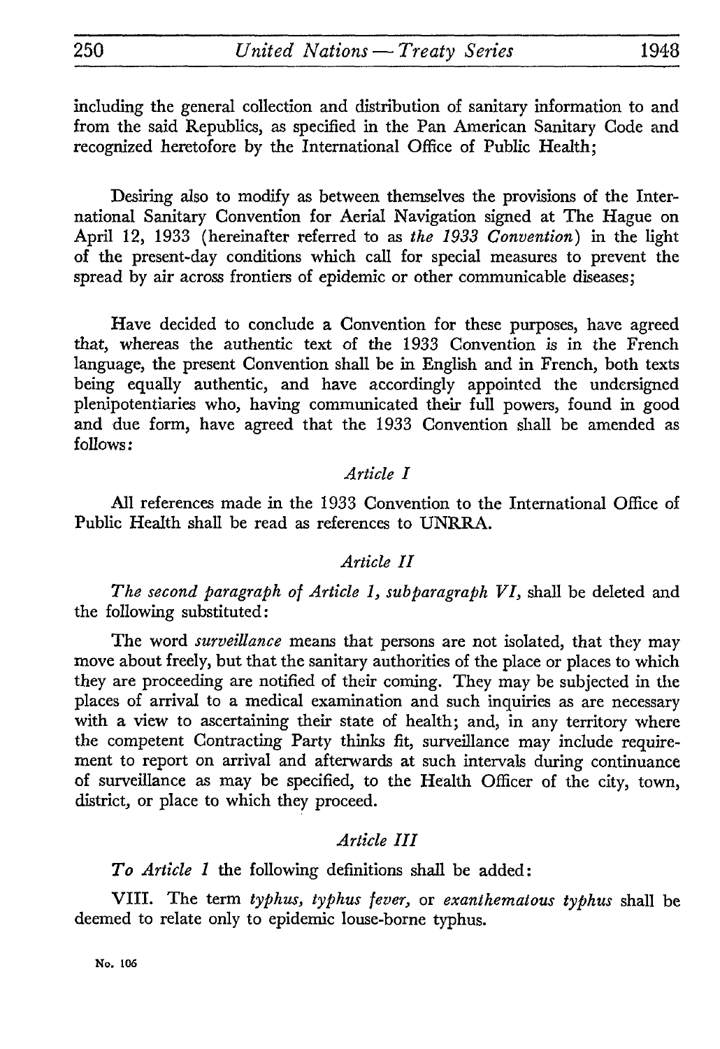including the general collection and distribution of sanitary information to and from the said Republics, as specified in the Pan American Sanitary Code and recognized heretofore by the International Office of Public Health;

Desiring also to modify as between themselves the provisions of the International Sanitary Convention for Aerial Navigation signed at The Hague on April 12, 1933 (hereinafter referred to as *the 1933 Convention*) in the light of the present-day conditions which call for special measures to prevent the spread by air across frontiers of epidemic or other communicable diseases;

Have decided to conclude a Convention for these purposes, have agreed that, whereas the authentic text of the 1933 Convention is in the French language, the present Convention shall be in English and in French, both texts being equally authentic, and have accordingly appointed the undersigned plenipotentiaries who, having communicated their full powers, found in good and due form, have agreed that the 1933 Convention shall be amended as follows:

*Article I*

All references made in the 1933 Convention to the International Office of Public Health shall be read as references to UNRRA.

*Article II*

*The second paragraph of Article 1, subparagraph VI,* shall be deleted and the following substituted:

The word *surveillance* means that persons are not isolated, that they may move about freely, but that the sanitary authorities of the place or places to which they are proceeding are notified of their coming. They may be subjected in the places of arrival to a medical examination and such inquiries as are necessary with a view to ascertaining their state of health; and, in any territory where the competent Contracting Party thinks fit, surveillance may include requirement to report on arrival and afterwards at such intervals during continuance of surveillance as may be specified, to the Health Officer of the city, town, district, or place to which they proceed.

*Article III*

*To Article 1* the following definitions shall be added:

VIII. The term *typhus, typhus fever,* or *exanthematous typhus* shall be deemed to relate only to epidemic louse-borne typhus.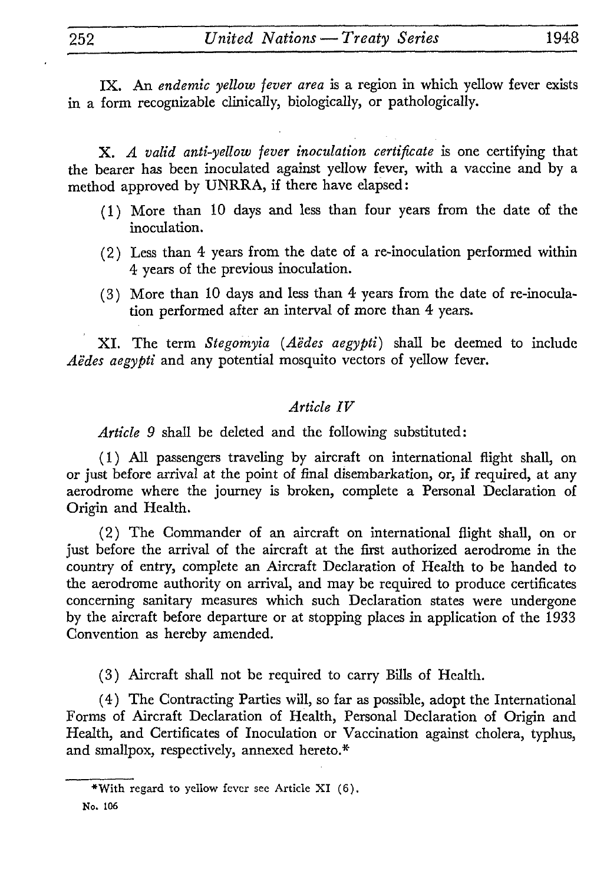IX. An *endemic yellow fever area* is a region in which yellow fever exists in a form recognizable clinically, biologically, or pathologically.

X. *A valid anti-yellow fever inoculation certificate* is one certifying that the bearer has been inoculated against yellow fever, with a vaccine and by a method approved by UNRRA, if there have elapsed:

(1) More than 10 days and less than four years from the date of the inoculation.

(2) Less than 4 years from the date of a re-inoculation performed within 4 years of the previous inoculation.

(3) More than 10 days and less than 4 years from the date of re-inoculation performed after an interval of more than 4 years.

XI. The term *Stegomyia* (*Aëdes aegypti*) shall be deemed to include *Aëdes aegypti* and any potential mosquito vectors of yellow fever.

*Article IV*

*Article 9* shall be deleted and the following substituted:

(1) All passengers traveling by aircraft on international flight shall, on or just before arrival at the point of final disembarkation, or, if required, at any aerodrome where the journey is broken, complete a Personal Declaration of Origin and Health.

(2) The Commander of an aircraft on international flight shall, on or just before the arrival of the aircraft at the first authorized aerodrome in the country of entry, complete an Aircraft Declaration of Health to be handed to the aerodrome authority on arrival, and may be required to produce certificates concerning sanitary measures which such Declaration states were undergone by the aircraft before departure or at stopping places in application of the 1933 Convention as hereby amended.

(3) Aircraft shall not be required to carry Bills of Health.

(4) The Contracting Parties will, so far as possible, adopt the International Forms of Aircraft Declaration of Health, Personal Declaration of Origin and Health, and Certificates of Inoculation or Vaccination against cholera, typhus, and smallpox, respectively, annexed hereto.*

*With regard to yellow fever see Article XI (6).

No. 106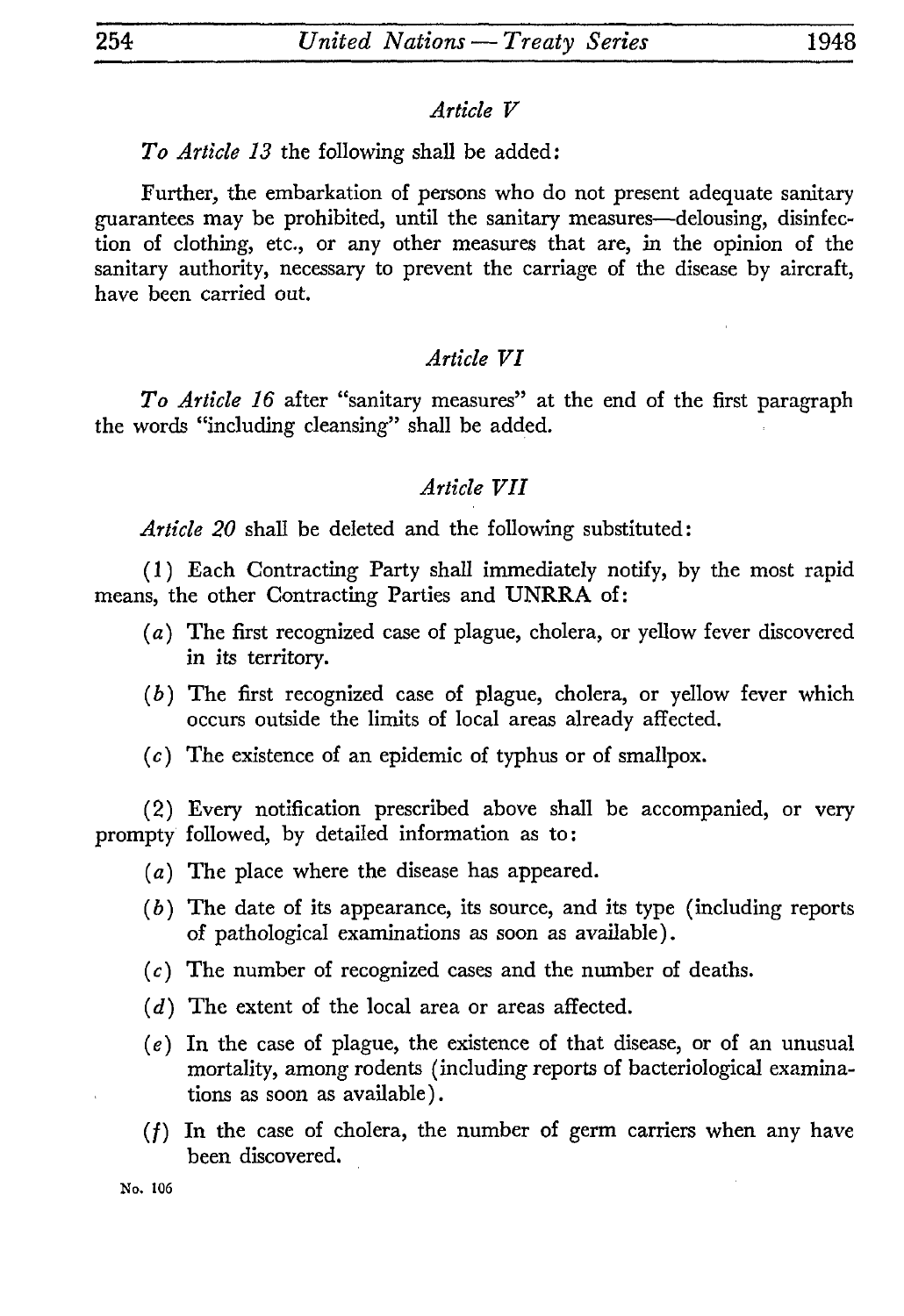*Article V*

*To Article 13* the following shall be added:

Further, the embarkation of persons who do not present adequate sanitary guarantees may be prohibited, until the sanitary measures—delousing, disinfection of clothing, etc., or any other measures that are, in the opinion of the sanitary authority, necessary to prevent the carriage of the disease by aircraft, have been carried out.

*Article VI*

*To Article 16* after "sanitary measures" at the end of the first paragraph the words "including cleansing" shall be added.

*Article VII*

*Article 20* shall be deleted and the following substituted:

(1) Each Contracting Party shall immediately notify, by the most rapid means, the other Contracting Parties and UNRRA of:

- (*a*) The first recognized case of plague, cholera, or yellow fever discovered in its territory.
- (*b*) The first recognized case of plague, cholera, or yellow fever which occurs outside the limits of local areas already affected.
- (*c*) The existence of an epidemic of typhus or of smallpox.

(2) Every notification prescribed above shall be accompanied, or very prompty followed, by detailed information as to:

- (*a*) The place where the disease has appeared.
- (*b*) The date of its appearance, its source, and its type (including reports of pathological examinations as soon as available).
- (*c*) The number of recognized cases and the number of deaths.
- (*d*) The extent of the local area or areas affected.
- (*e*) In the case of plague, the existence of that disease, or of an unusual mortality, among rodents (including reports of bacteriological examinations as soon as available).
- (*f*) In the case of cholera, the number of germ carriers when any have been discovered.

No. 106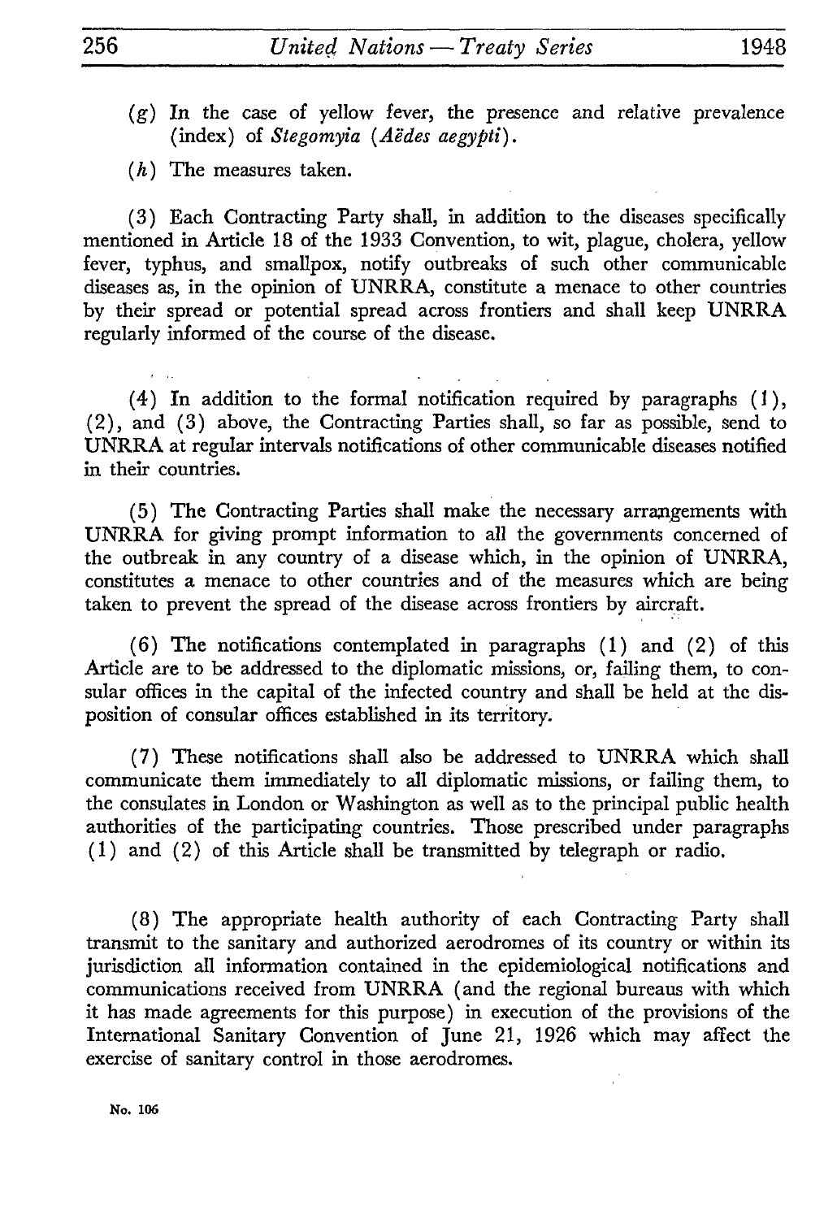(*g*) In the case of yellow fever, the presence and relative prevalence (index) of *Stegomyia* (*Aëdes aegypti*).

(*h*) The measures taken.

(3) Each Contracting Party shall, in addition to the diseases specifically mentioned in Article 18 of the 1933 Convention, to wit, plague, cholera, yellow fever, typhus, and smallpox, notify outbreaks of such other communicable diseases as, in the opinion of UNRRA, constitute a menace to other countries by their spread or potential spread across frontiers and shall keep UNRRA regularly informed of the course of the disease.

(4) In addition to the formal notification required by paragraphs (1), (2), and (3) above, the Contracting Parties shall, so far as possible, send to UNRRA at regular intervals notifications of other communicable diseases notified in their countries.

(5) The Contracting Parties shall make the necessary arrangements with UNRRA for giving prompt information to all the governments concerned of the outbreak in any country of a disease which, in the opinion of UNRRA, constitutes a menace to other countries and of the measures which are being taken to prevent the spread of the disease across frontiers by aircraft.

(6) The notifications contemplated in paragraphs (1) and (2) of this Article are to be addressed to the diplomatic missions, or, failing them, to consular offices in the capital of the infected country and shall be held at the disposition of consular offices established in its territory.

(7) These notifications shall also be addressed to UNRRA which shall communicate them immediately to all diplomatic missions, or failing them, to the consulates in London or Washington as well as to the principal public health authorities of the participating countries. Those prescribed under paragraphs (1) and (2) of this Article shall be transmitted by telegraph or radio.

(8) The appropriate health authority of each Contracting Party shall transmit to the sanitary and authorized aerodromes of its country or within its jurisdiction all information contained in the epidemiological notifications and communications received from UNRRA (and the regional bureaus with which it has made agreements for this purpose) in execution of the provisions of the International Sanitary Convention of June 21, 1926 which may affect the exercise of sanitary control in those aerodromes.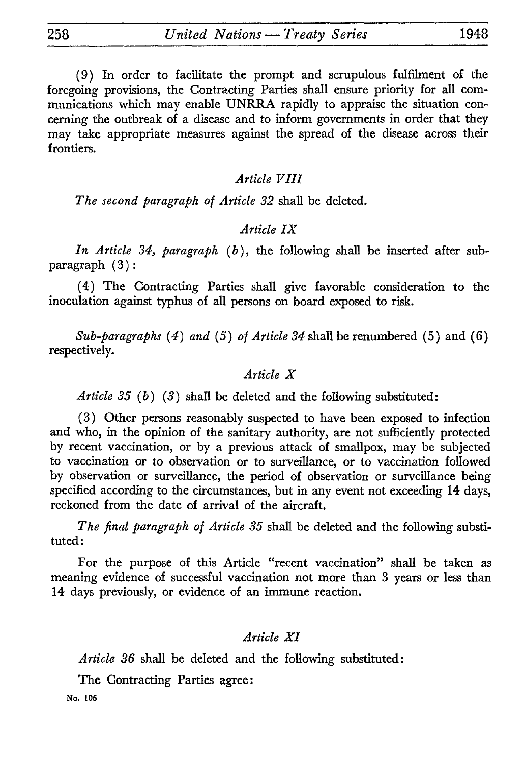(9) In order to facilitate the prompt and scrupulous fulfilment of the foregoing provisions, the Contracting Parties shall ensure priority for all communications which may enable UNRRA rapidly to appraise the situation concerning the outbreak of a disease and to inform governments in order that they may take appropriate measures against the spread of the disease across their frontiers.

*Article VIII*

*The second paragraph of Article 32* shall be deleted.

*Article IX*

*In Article 34, paragraph (b)*, the following shall be inserted after subparagraph (3):

(4) The Contracting Parties shall give favorable consideration to the inoculation against typhus of all persons on board exposed to risk.

*Sub-paragraphs (4) and (5) of Article 34* shall be renumbered (5) and (6) respectively.

*Article X*

*Article 35 (b) (3)* shall be deleted and the following substituted:

(3) Other persons reasonably suspected to have been exposed to infection and who, in the opinion of the sanitary authority, are not sufficiently protected by recent vaccination, or by a previous attack of smallpox, may be subjected to vaccination or to observation or to surveillance, or to vaccination followed by observation or surveillance, the period of observation or surveillance being specified according to the circumstances, but in any event not exceeding 14 days, reckoned from the date of arrival of the aircraft.

*The final paragraph of Article 35* shall be deleted and the following substituted:

For the purpose of this Article "recent vaccination" shall be taken as meaning evidence of successful vaccination not more than 3 years or less than 14 days previously, or evidence of an immune reaction.

*Article XI*

*Article 36* shall be deleted and the following substituted:

The Contracting Parties agree: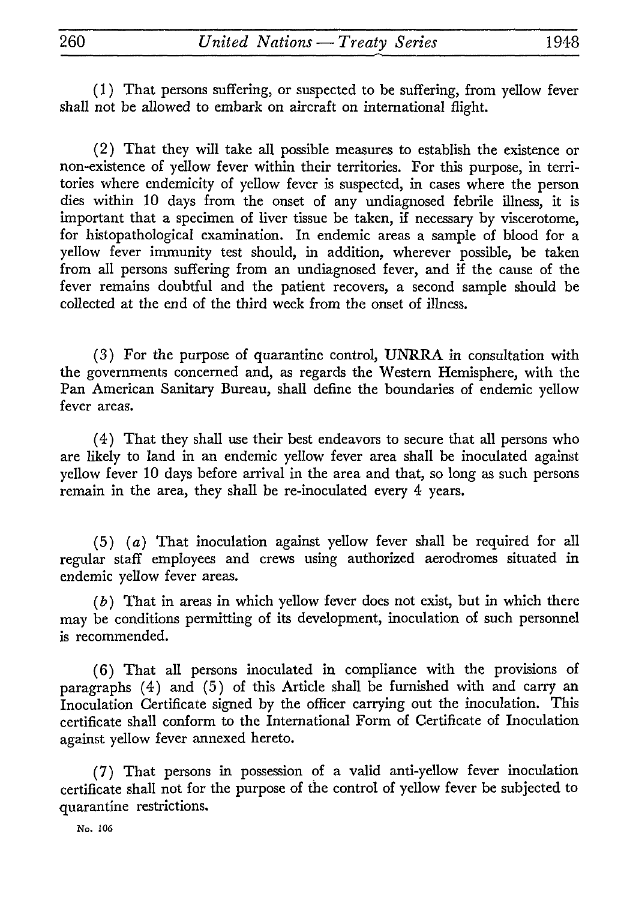(1) That persons suffering, or suspected to be suffering, from yellow fever shall not be allowed to embark on aircraft on international flight.

(2) That they will take all possible measures to establish the existence or non-existence of yellow fever within their territories. For this purpose, in territories where endemicity of yellow fever is suspected, in cases where the person dies within 10 days from the onset of any undiagnosed febrile illness, it is important that a specimen of liver tissue be taken, if necessary by viscerotome, for histopathological examination. In endemic areas a sample of blood for a yellow fever immunity test should, in addition, wherever possible, be taken from all persons suffering from an undiagnosed fever, and if the cause of the fever remains doubtful and the patient recovers, a second sample should be collected at the end of the third week from the onset of illness.

(3) For the purpose of quarantine control, UNRRA in consultation with the governments concerned and, as regards the Western Hemisphere, with the Pan American Sanitary Bureau, shall define the boundaries of endemic yellow fever areas.

(4) That they shall use their best endeavors to secure that all persons who are likely to land in an endemic yellow fever area shall be inoculated against yellow fever 10 days before arrival in the area and that, so long as such persons remain in the area, they shall be re-inoculated every 4 years.

(5) (*a*) That inoculation against yellow fever shall be required for all regular staff employees and crews using authorized aerodromes situated in endemic yellow fever areas.

(*b*) That in areas in which yellow fever does not exist, but in which there may be conditions permitting of its development, inoculation of such personnel is recommended.

(6) That all persons inoculated in compliance with the provisions of paragraphs (4) and (5) of this Article shall be furnished with and carry an Inoculation Certificate signed by the officer carrying out the inoculation. This certificate shall conform to the International Form of Certificate of Inoculation against yellow fever annexed hereto.

(7) That persons in possession of a valid anti-yellow fever inoculation certificate shall not for the purpose of the control of yellow fever be subjected to quarantine restrictions.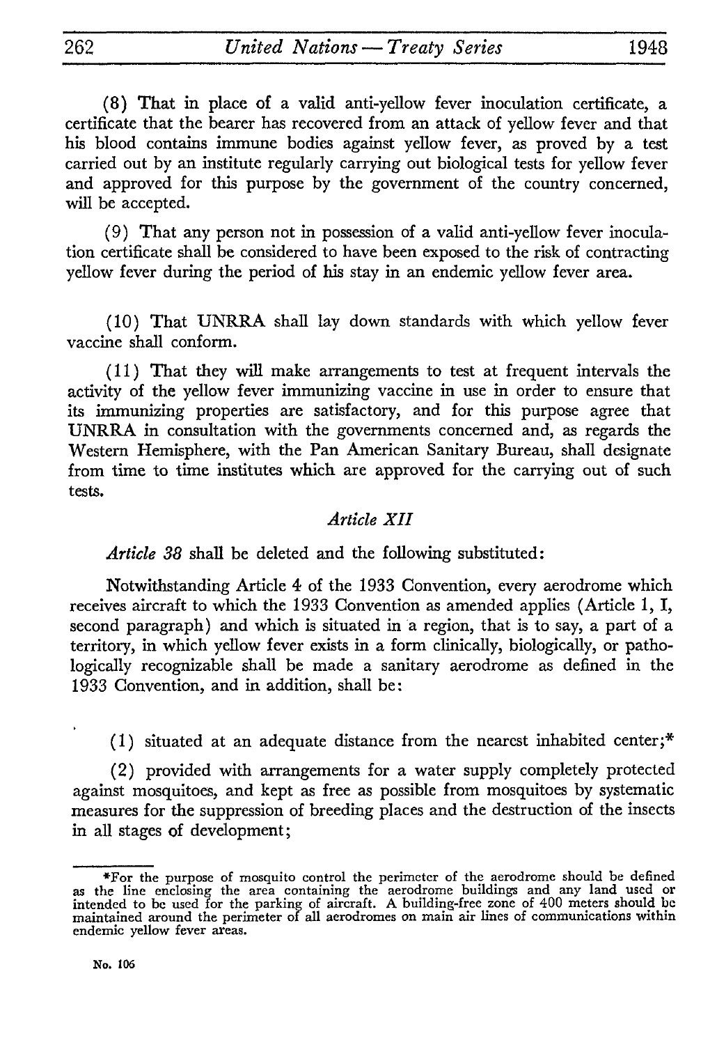(8) That in place of a valid anti-yellow fever inoculation certificate, a certificate that the bearer has recovered from an attack of yellow fever and that his blood contains immune bodies against yellow fever, as proved by a test carried out by an institute regularly carrying out biological tests for yellow fever and approved for this purpose by the government of the country concerned, will be accepted.

(9) That any person not in possession of a valid anti-yellow fever inoculation certificate shall be considered to have been exposed to the risk of contracting yellow fever during the period of his stay in an endemic yellow fever area.

(10) That UNRRA shall lay down standards with which yellow fever vaccine shall conform.

(11) That they will make arrangements to test at frequent intervals the activity of the yellow fever immunizing vaccine in use in order to ensure that its immunizing properties are satisfactory, and for this purpose agree that UNRRA in consultation with the governments concerned and, as regards the Western Hemisphere, with the Pan American Sanitary Bureau, shall designate from time to time institutes which are approved for the carrying out of such tests.

*Article XII*

*Article 38* shall be deleted and the following substituted:

Notwithstanding Article 4 of the 1933 Convention, every aerodrome which receives aircraft to which the 1933 Convention as amended applies (Article 1, I, second paragraph) and which is situated in a region, that is to say, a part of a territory, in which yellow fever exists in a form clinically, biologically, or pathologically recognizable shall be made a sanitary aerodrome as defined in the 1933 Convention, and in addition, shall be:

(1) situated at an adequate distance from the nearest inhabited center;*

(2) provided with arrangements for a water supply completely protected against mosquitoes, and kept as free as possible from mosquitoes by systematic measures for the suppression of breeding places and the destruction of the insects in all stages of development;

---

*For the purpose of mosquito control the perimeter of the aerodrome should be defined as the line enclosing the area containing the aerodrome buildings and any land used or intended to be used for the parking of aircraft. A building-free zone of 400 meters should be maintained around the perimeter of all aerodromes on main air lines of communications within endemic yellow fever areas.

No. 106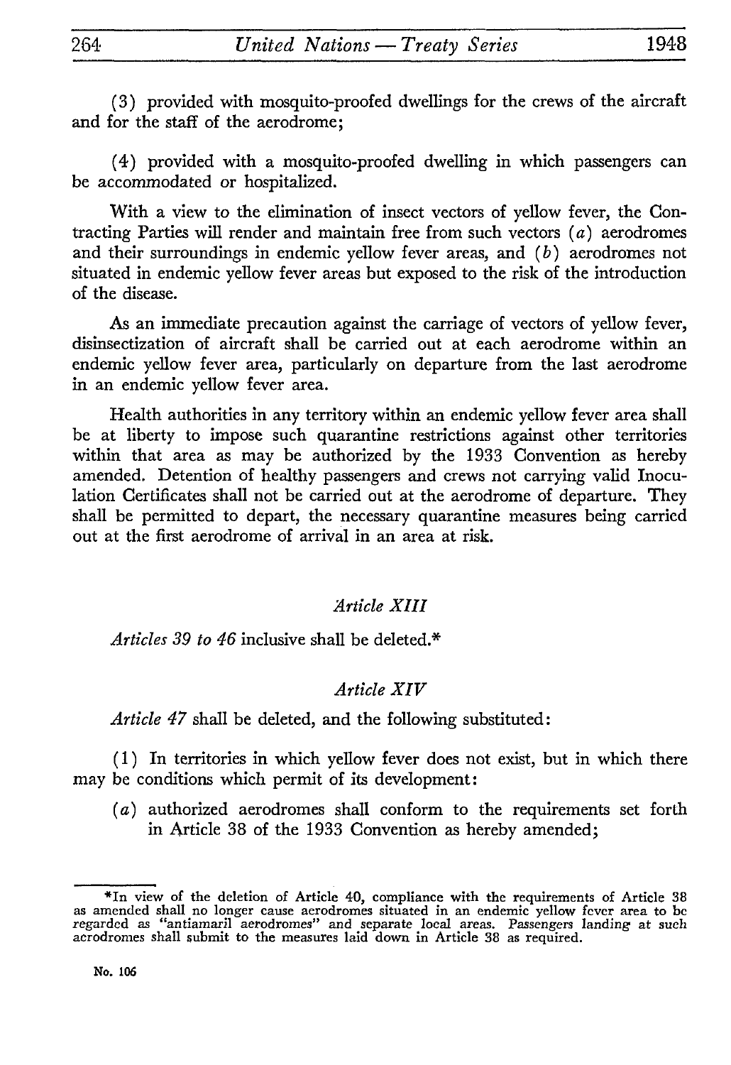(3) provided with mosquito-proofed dwellings for the crews of the aircraft and for the staff of the aerodrome;

(4) provided with a mosquito-proofed dwelling in which passengers can be accommodated or hospitalized.

With a view to the elimination of insect vectors of yellow fever, the Contracting Parties will render and maintain free from such vectors (*a*) aerodromes and their surroundings in endemic yellow fever areas, and (*b*) aerodromes not situated in endemic yellow fever areas but exposed to the risk of the introduction of the disease.

As an immediate precaution against the carriage of vectors of yellow fever, disinsectization of aircraft shall be carried out at each aerodrome within an endemic yellow fever area, particularly on departure from the last aerodrome in an endemic yellow fever area.

Health authorities in any territory within an endemic yellow fever area shall be at liberty to impose such quarantine restrictions against other territories within that area as may be authorized by the 1933 Convention as hereby amended. Detention of healthy passengers and crews not carrying valid Inoculation Certificates shall not be carried out at the aerodrome of departure. They shall be permitted to depart, the necessary quarantine measures being carried out at the first aerodrome of arrival in an area at risk.

*Article XIII*

*Articles 39 to 46* inclusive shall be deleted.*

*Article XIV*

*Article 47* shall be deleted, and the following substituted:

(1) In territories in which yellow fever does not exist, but in which there may be conditions which permit of its development:

(*a*) authorized aerodromes shall conform to the requirements set forth in Article 38 of the 1933 Convention as hereby amended;

*In view of the deletion of Article 40, compliance with the requirements of Article 38 as amended shall no longer cause aerodromes situated in an endemic yellow fever area to be regarded as "antiamaril aerodromes" and separate local areas. Passengers landing at such aerodromes shall submit to the measures laid down in Article 38 as required.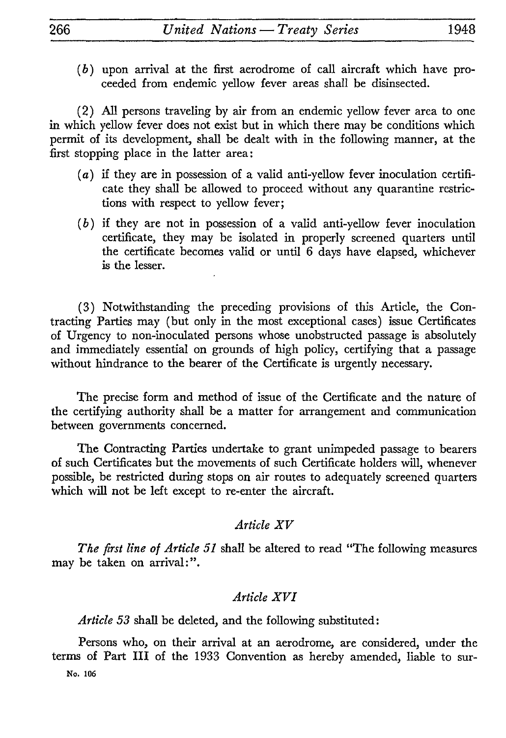(*b*) upon arrival at the first aerodrome of call aircraft which have proceeded from endemic yellow fever areas shall be disinsected.

(2) All persons traveling by air from an endemic yellow fever area to one in which yellow fever does not exist but in which there may be conditions which permit of its development, shall be dealt with in the following manner, at the first stopping place in the latter area:

(*a*) if they are in possession of a valid anti-yellow fever inoculation certificate they shall be allowed to proceed without any quarantine restrictions with respect to yellow fever;

(*b*) if they are not in possession of a valid anti-yellow fever inoculation certificate, they may be isolated in properly screened quarters until the certificate becomes valid or until 6 days have elapsed, whichever is the lesser.

(3) Notwithstanding the preceding provisions of this Article, the Contracting Parties may (but only in the most exceptional cases) issue Certificates of Urgency to non-inoculated persons whose unobstructed passage is absolutely and immediately essential on grounds of high policy, certifying that a passage without hindrance to the bearer of the Certificate is urgently necessary.

The precise form and method of issue of the Certificate and the nature of the certifying authority shall be a matter for arrangement and communication between governments concerned.

The Contracting Parties undertake to grant unimpeded passage to bearers of such Certificates but the movements of such Certificate holders will, whenever possible, be restricted during stops on air routes to adequately screened quarters which will not be left except to re-enter the aircraft.

### *Article XV*

*The first line of Article 51* shall be altered to read "The following measures may be taken on arrival:".

### *Article XVI*

*Article 53* shall be deleted, and the following substituted:

Persons who, on their arrival at an aerodrome, are considered, under the terms of Part III of the 1933 Convention as hereby amended, liable to sur-

No. 106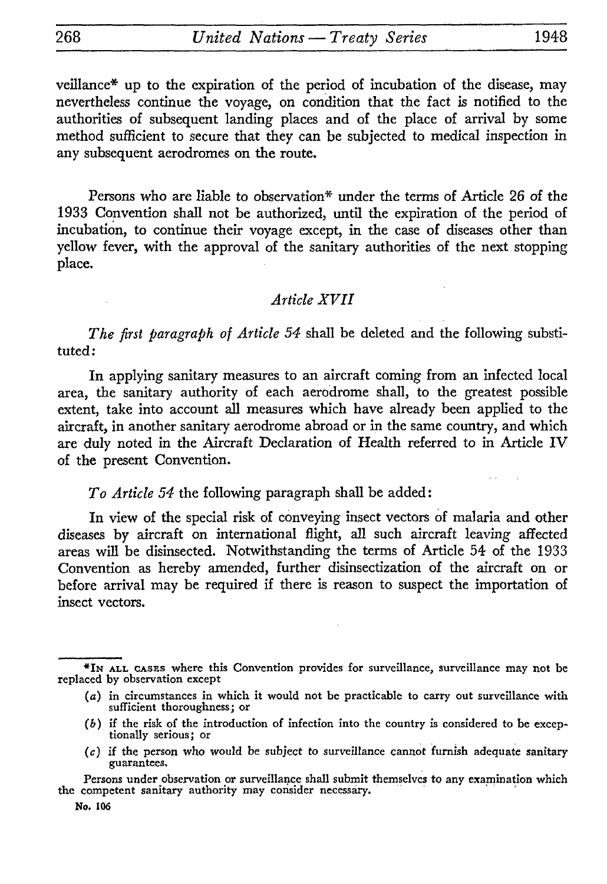veillance* up to the expiration of the period of incubation of the disease, may nevertheless continue the voyage, on condition that the fact is notified to the authorities of subsequent landing places and of the place of arrival by some method sufficient to secure that they can be subjected to medical inspection in any subsequent aerodromes on the route.

Persons who are liable to observation* under the terms of Article 26 of the 1933 Convention shall not be authorized, until the expiration of the period of incubation, to continue their voyage except, in the case of diseases other than yellow fever, with the approval of the sanitary authorities of the next stopping place.

### *Article XVII*

*The first paragraph of Article 54* shall be deleted and the following substituted:

In applying sanitary measures to an aircraft coming from an infected local area, the sanitary authority of each aerodrome shall, to the greatest possible extent, take into account all measures which have already been applied to the aircraft, in another sanitary aerodrome abroad or in the same country, and which are duly noted in the Aircraft Declaration of Health referred to in Article IV of the present Convention.

*To Article 54* the following paragraph shall be added:

In view of the special risk of conveying insect vectors of malaria and other diseases by aircraft on international flight, all such aircraft leaving affected areas will be disinsected. Notwithstanding the terms of Article 54 of the 1933 Convention as hereby amended, further disinsectization of the aircraft on or before arrival may be required if there is reason to suspect the importation of insect vectors.

---

*In all cases where this Convention provides for surveillance, surveillance may not be replaced by observation except

(*a*) in circumstances in which it would not be practicable to carry out surveillance with sufficient thoroughness; or

(*b*) if the risk of the introduction of infection into the country is considered to be exceptionally serious; or

(*c*) if the person who would be subject to surveillance cannot furnish adequate sanitary guarantees.

Persons under observation or surveillance shall submit themselves to any examination which the competent sanitary authority may consider necessary.

No. 106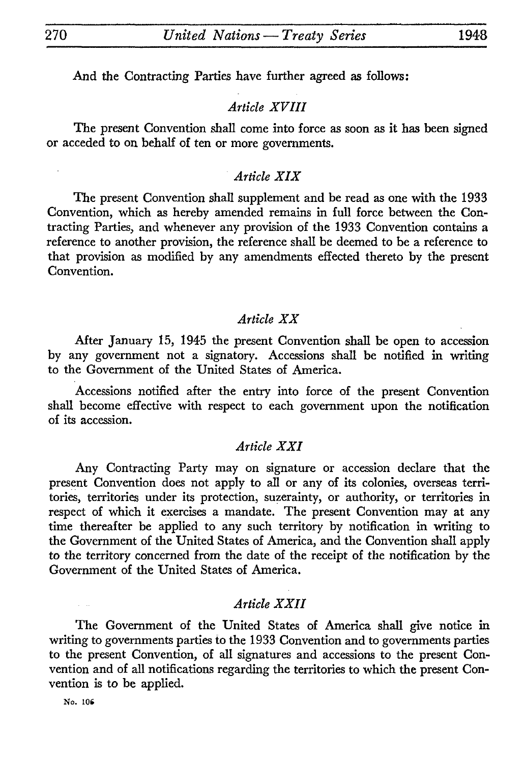And the Contracting Parties have further agreed as follows:

*Article XVIII*

The present Convention shall come into force as soon as it has been signed or acceded to on behalf of ten or more governments.

*Article XIX*

The present Convention shall supplement and be read as one with the 1933 Convention, which as hereby amended remains in full force between the Contracting Parties, and whenever any provision of the 1933 Convention contains a reference to another provision, the reference shall be deemed to be a reference to that provision as modified by any amendments effected thereto by the present Convention.

*Article XX*

After January 15, 1945 the present Convention shall be open to accession by any government not a signatory. Accessions shall be notified in writing to the Government of the United States of America.

Accessions notified after the entry into force of the present Convention shall become effective with respect to each government upon the notification of its accession.

*Article XXI*

Any Contracting Party may on signature or accession declare that the present Convention does not apply to all or any of its colonies, overseas territories, territories under its protection, suzerainty, or authority, or territories in respect of which it exercises a mandate. The present Convention may at any time thereafter be applied to any such territory by notification in writing to the Government of the United States of America, and the Convention shall apply to the territory concerned from the date of the receipt of the notification by the Government of the United States of America.

*Article XXII*

The Government of the United States of America shall give notice in writing to governments parties to the 1933 Convention and to governments parties to the present Convention, of all signatures and accessions to the present Convention and of all notifications regarding the territories to which the present Convention is to be applied.

No. 106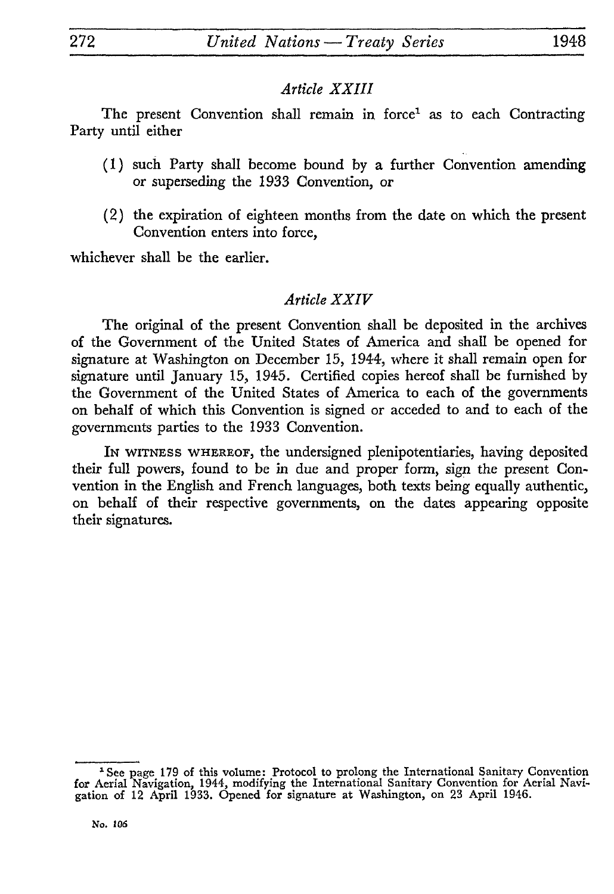*Article XXIII*

The present Convention shall remain in force[1] as to each Contracting Party until either

(1) such Party shall become bound by a further Convention amending or superseding the 1933 Convention, or

(2) the expiration of eighteen months from the date on which the present Convention enters into force,

whichever shall be the earlier.

*Article XXIV*

The original of the present Convention shall be deposited in the archives of the Government of the United States of America and shall be opened for signature at Washington on December 15, 1944, where it shall remain open for signature until January 15, 1945. Certified copies hereof shall be furnished by the Government of the United States of America to each of the governments on behalf of which this Convention is signed or acceded to and to each of the governments parties to the 1933 Convention.

IN WITNESS WHEREOF, the undersigned plenipotentiaries, having deposited their full powers, found to be in due and proper form, sign the present Convention in the English and French languages, both texts being equally authentic, on behalf of their respective governments, on the dates appearing opposite their signatures.

[1] See page 179 of this volume: Protocol to prolong the International Sanitary Convention for Aerial Navigation, 1944, modifying the International Sanitary Convention for Aerial Navigation of 12 April 1933. Opened for signature at Washington, on 23 April 1946.

No. 106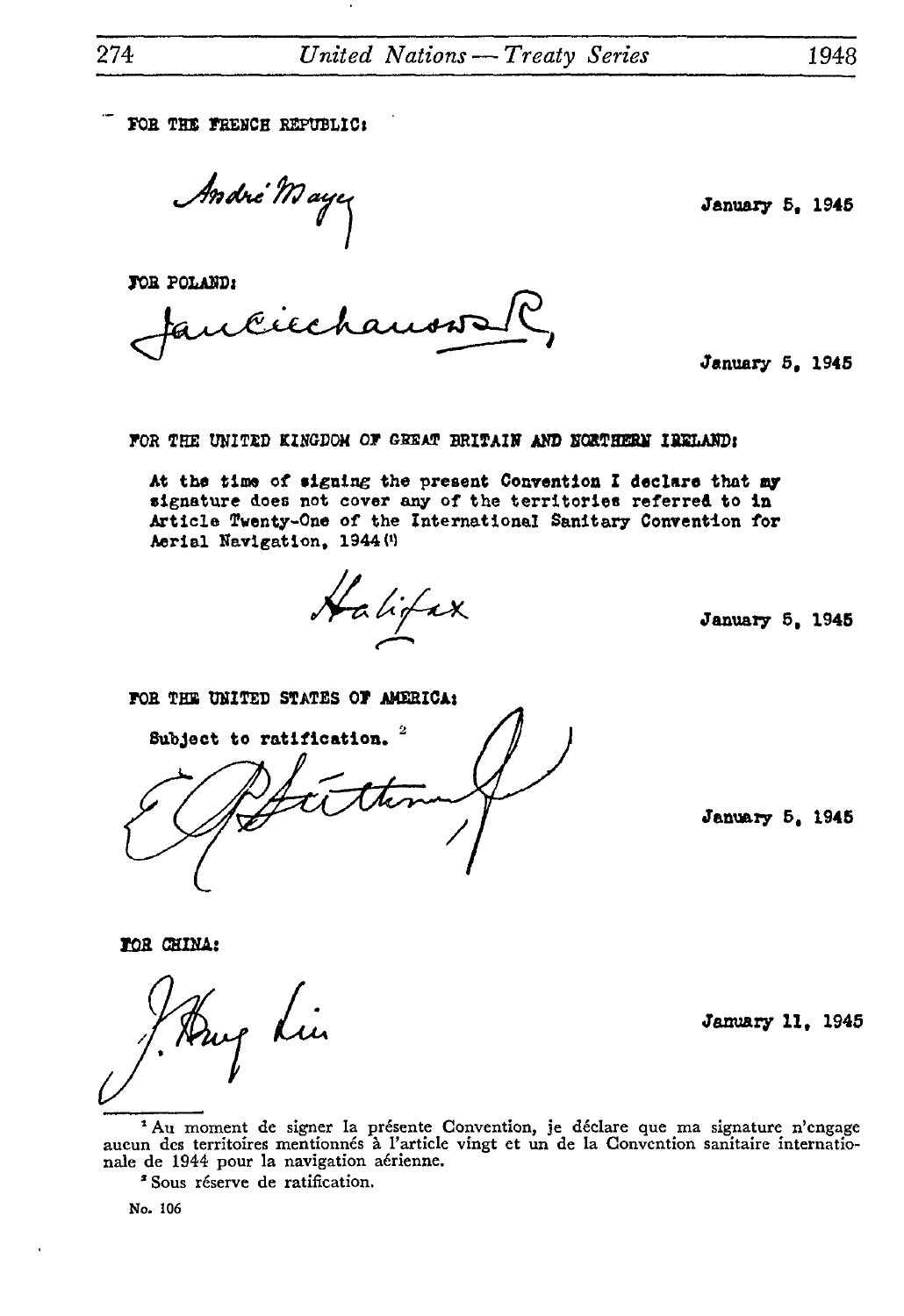FOR THE FRENCH REPUBLIC:

André Mayer

January 5, 1945

FOR POLAND:

Jan Ciechanowski

January 5, 1945

FOR THE UNITED KINGDOM OF GREAT BRITAIN AND NORTHERN IRELAND:

At the time of signing the present Convention I declare that my signature does not cover any of the territories referred to in Article Twenty-One of the International Sanitary Convention for Aerial Navigation, 1944 [1]

Halifax

January 5, 1945

FOR THE UNITED STATES OF AMERICA:

Subject to ratification. [2]

E R Stettinius Jr

January 5, 1945

FOR CHINA:

J. Heng Liu

January 11, 1945

---

[1] Au moment de signer la présente Convention, je déclare que ma signature n'engage aucun des territoires mentionnés à l'article vingt et un de la Convention sanitaire internationale de 1944 pour la navigation aérienne.

[2] Sous réserve de ratification.

No. 106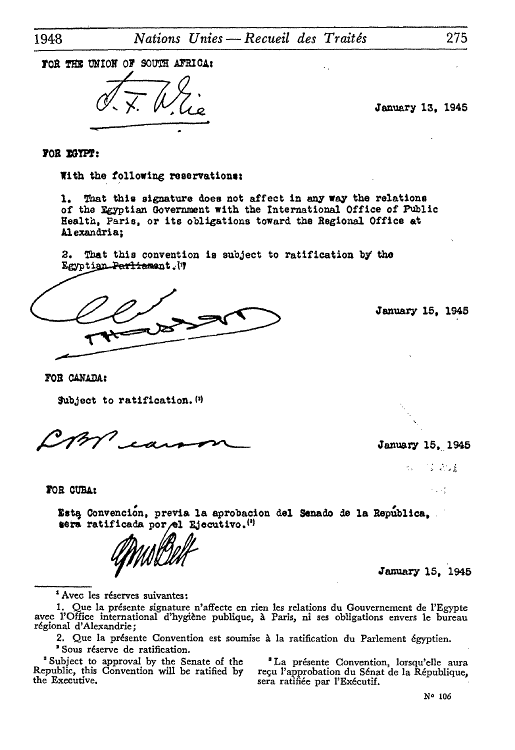FOR THE UNION OF SOUTH AFRICA:

January 13, 1945

FOR EGYPT:

With the following reservations:

1. That this signature does not affect in any way the relations of the Egyptian Government with the International Office of Public Health, Paris, or its obligations toward the Regional Office at Alexandria;

2. That this convention is subject to ratification by the Egyptian Parliament.[1]

January 15, 1945

FOR CANADA:

Subject to ratification.[2]

January 15, 1945

FOR CUBA:

Esta Convención, previa la aprobacion del Senado de la República, sera ratificada por el Ejecutivo.[3]

January 15, 1945

---

[1] Avec les réserves suivantes:

1. Que la présente signature n'affecte en rien les relations du Gouvernement de l'Egypte avec l'Office international d'hygiène publique, à Paris, ni ses obligations envers le bureau régional d'Alexandrie;

2. Que la présente Convention est soumise à la ratification du Parlement égyptien.

[2] Sous réserve de ratification.

[3] Subject to approval by the Senate of the Republic, this Convention will be ratified by the Executive.

[3] La présente Convention, lorsqu'elle aura reçu l'approbation du Sénat de la République, sera ratifiée par l'Exécutif.

N° 106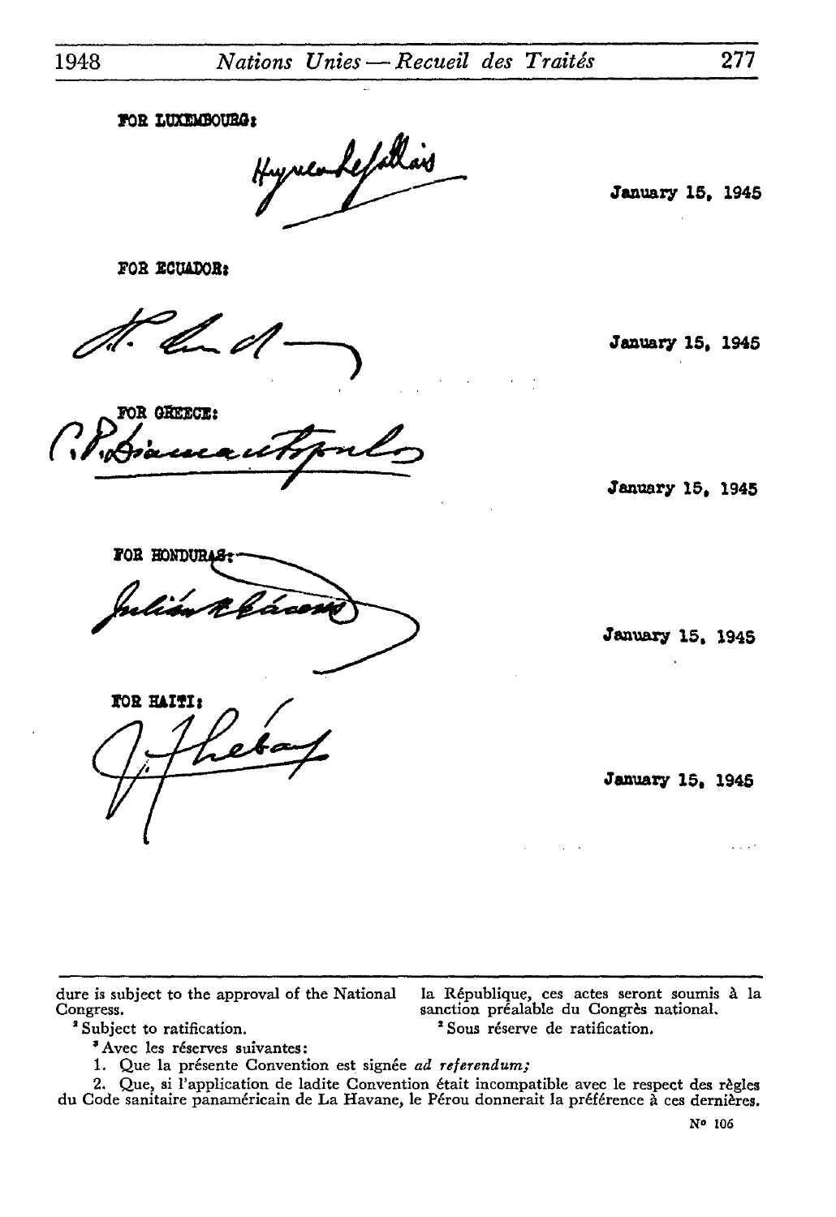FOR LUXEMBOURG:

Hugues Le Gallais

January 15, 1945

FOR ECUADOR:

January 15, 1945

FOR GREECE:

C. P. Diamantopoulos

January 15, 1945

FOR HONDURAS:

Julián R. Cáceres

January 15, 1945

FOR HAITI:

J. Chebay

January 15, 1945

---

dure is subject to the approval of the National Congress.

[2] Subject to ratification.

la République, ces actes seront soumis à la sanction préalable du Congrès national.

[2] Sous réserve de ratification.

[3] Avec les réserves suivantes:

1. Que la présente Convention est signée *ad referendum;*

2. Que, si l'application de ladite Convention était incompatible avec le respect des règles du Code sanitaire panaméricain de La Havane, le Pérou donnerait la préférence à ces dernières.

N° 106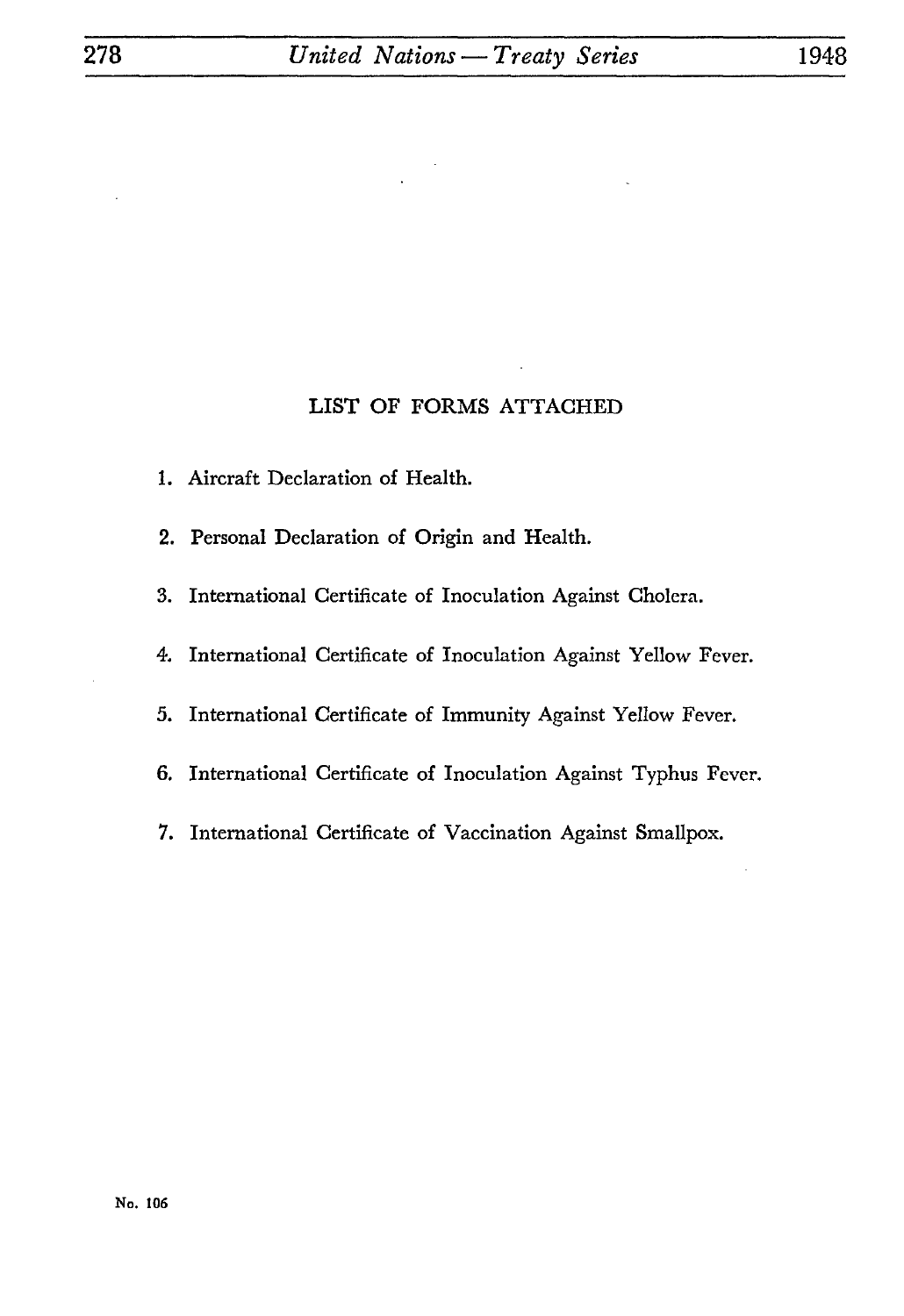## LIST OF FORMS ATTACHED

1. Aircraft Declaration of Health.
2. Personal Declaration of Origin and Health.
3. International Certificate of Inoculation Against Cholera.
4. International Certificate of Inoculation Against Yellow Fever.
5. International Certificate of Immunity Against Yellow Fever.
6. International Certificate of Inoculation Against Typhus Fever.
7. International Certificate of Vaccination Against Smallpox.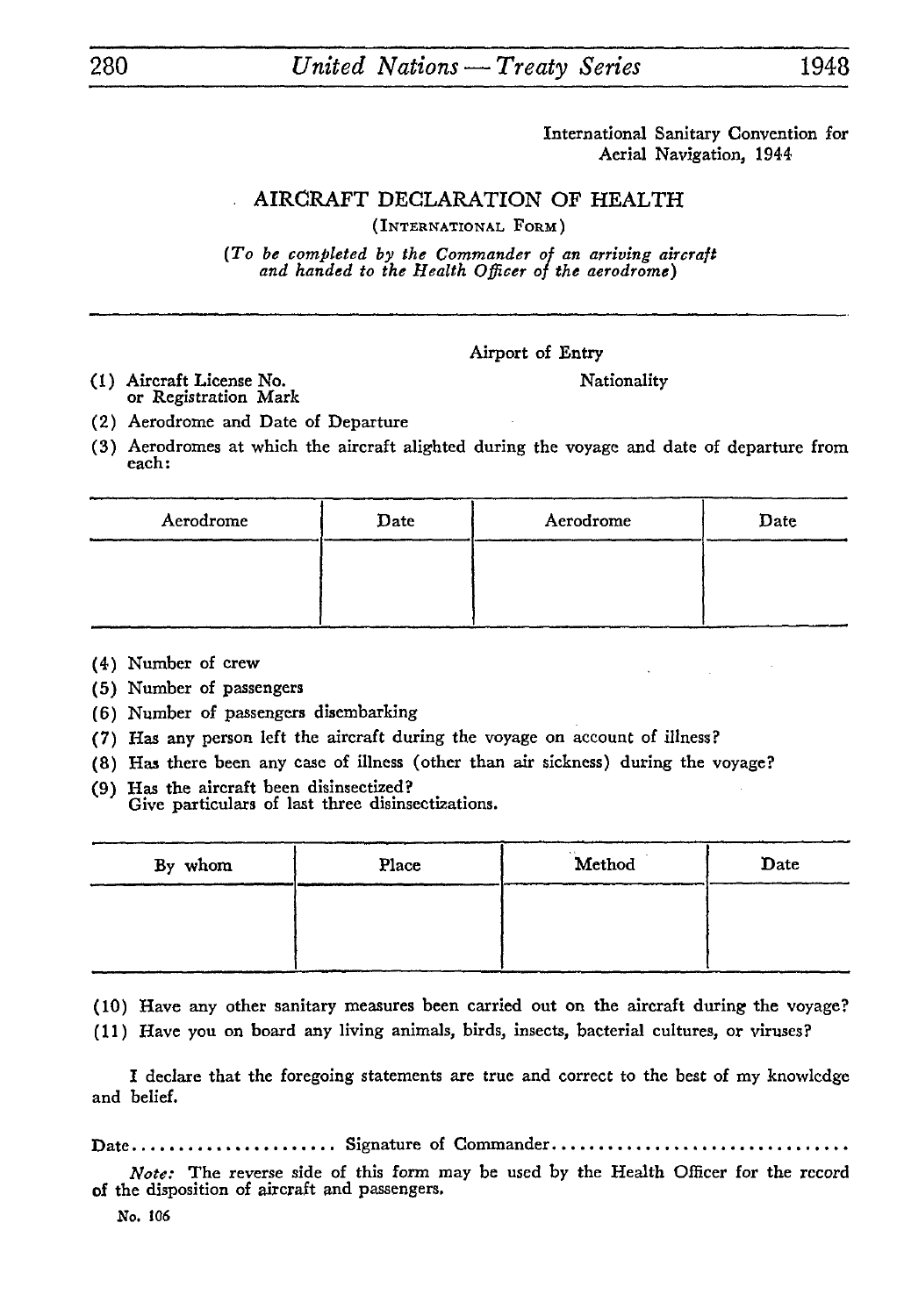International Sanitary Convention for Aerial Navigation, 1944

# AIRCRAFT DECLARATION OF HEALTH

(INTERNATIONAL FORM)

*(To be completed by the Commander of an arriving aircraft and handed to the Health Officer of the aerodrome)*

Airport of Entry

(1) Aircraft License No. or Registration Mark — Nationality

(2) Aerodrome and Date of Departure

(3) Aerodromes at which the aircraft alighted during the voyage and date of departure from each:

| Aerodrome | Date | Aerodrome | Date |
|---|---|---|---|
| | | | |

(4) Number of crew

(5) Number of passengers

(6) Number of passengers disembarking

(7) Has any person left the aircraft during the voyage on account of illness?

(8) Has there been any case of illness (other than air sickness) during the voyage?

(9) Has the aircraft been disinsectized?
Give particulars of last three disinsectizations.

| By whom | Place | Method | Date |
|---|---|---|---|
| | | | |

(10) Have any other sanitary measures been carried out on the aircraft during the voyage?

(11) Have you on board any living animals, birds, insects, bacterial cultures, or viruses?

I declare that the foregoing statements are true and correct to the best of my knowledge and belief.

Date...................... Signature of Commander................................

*Note:* The reverse side of this form may be used by the Health Officer for the record of the disposition of aircraft and passengers.

No. 106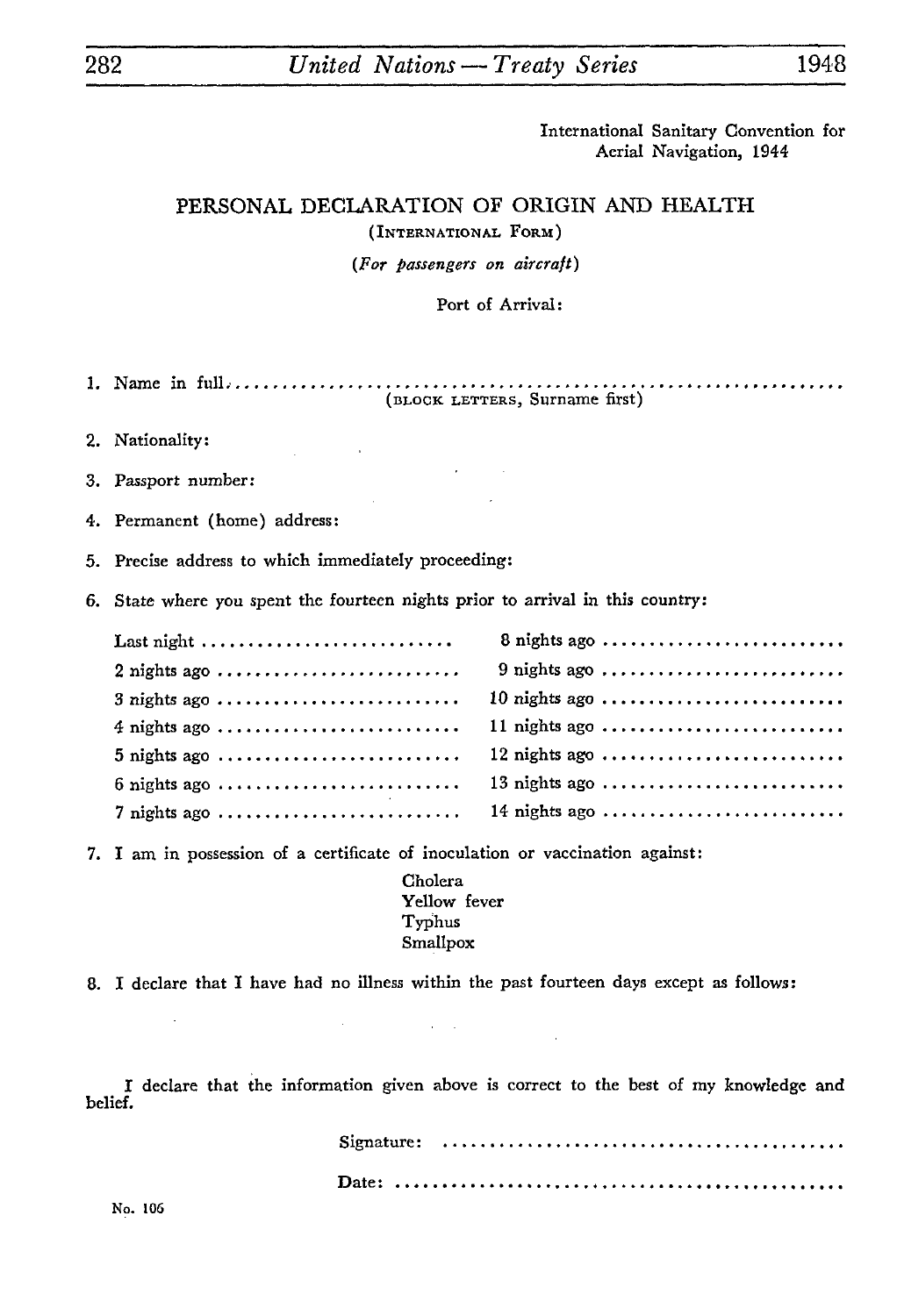International Sanitary Convention for Aerial Navigation, 1944

## PERSONAL DECLARATION OF ORIGIN AND HEALTH

(INTERNATIONAL FORM)

*(For passengers on aircraft)*

Port of Arrival:

1. Name in full.................................................................
   (BLOCK LETTERS, Surname first)

2. Nationality:

3. Passport number:

4. Permanent (home) address:

5. Precise address to which immediately proceeding:

6. State where you spent the fourteen nights prior to arrival in this country:

| | |
|---|---|
| Last night .......................... | 8 nights ago .......................... |
| 2 nights ago .......................... | 9 nights ago .......................... |
| 3 nights ago .......................... | 10 nights ago .......................... |
| 4 nights ago .......................... | 11 nights ago .......................... |
| 5 nights ago .......................... | 12 nights ago .......................... |
| 6 nights ago .......................... | 13 nights ago .......................... |
| 7 nights ago .......................... | 14 nights ago .......................... |

7. I am in possession of a certificate of inoculation or vaccination against:

   Cholera
   Yellow fever
   Typhus
   Smallpox

8. I declare that I have had no illness within the past fourteen days except as follows:

I declare that the information given above is correct to the best of my knowledge and belief.

Signature: ..........................................

Date: ..........................................

No. 106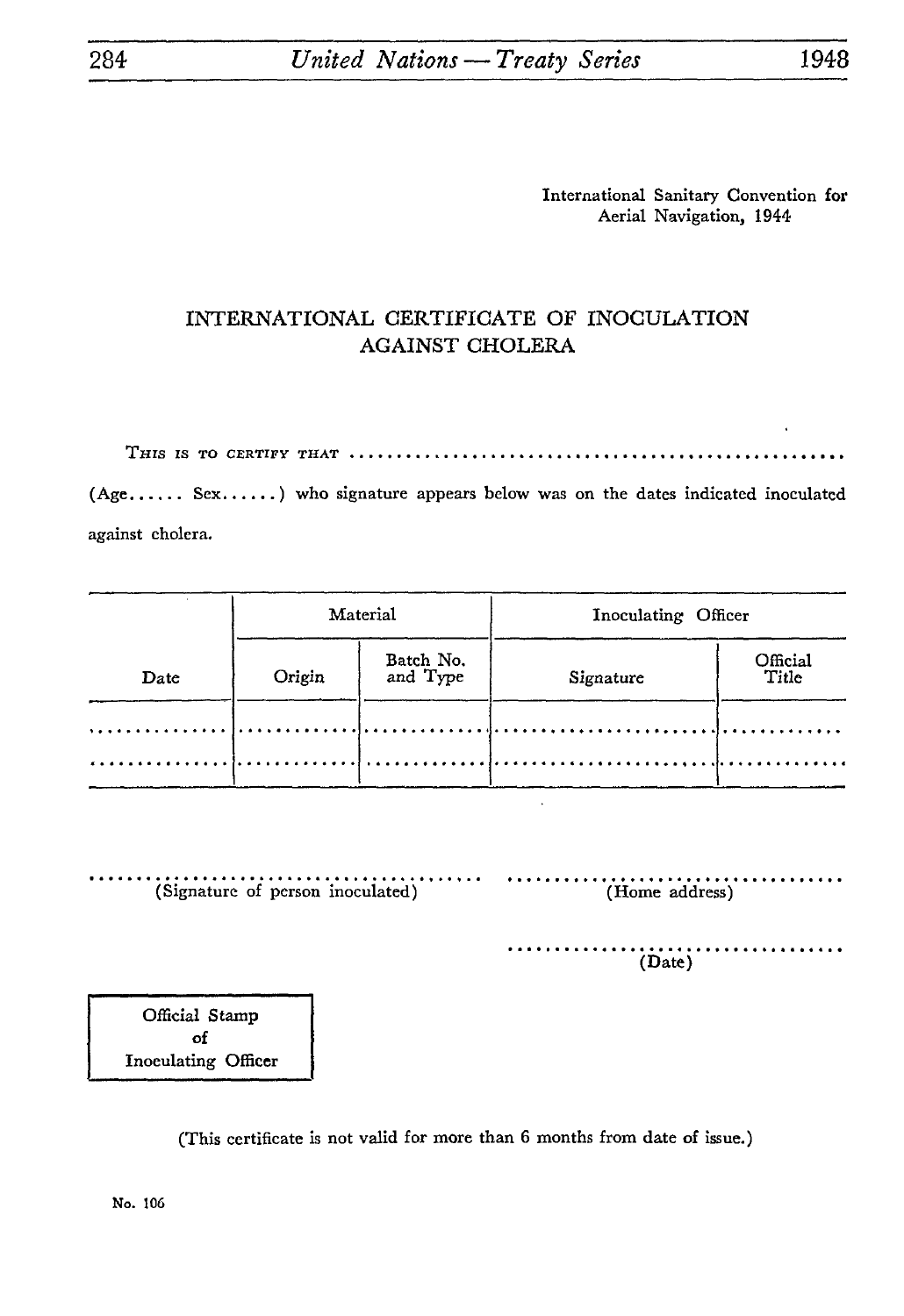International Sanitary Convention for Aerial Navigation, 1944

## INTERNATIONAL CERTIFICATE OF INOCULATION AGAINST CHOLERA

THIS IS TO CERTIFY THAT ....................................................

(Age...... Sex......) who signature appears below was on the dates indicated inoculated against cholera.

| Date | Material | | Inoculating Officer | |
|---|---|---|---|---|
| | Origin | Batch No. and Type | Signature | Official Title |
| .............. | ............ | ............ | .................... | ............ |
| .............. | ............ | ............ | .................... | ............ |

.......................................... (Signature of person inoculated)

.................................... (Home address)

.................................... (Date)

| Official Stamp of Inoculating Officer |
|---|

(This certificate is not valid for more than 6 months from date of issue.)

No. 106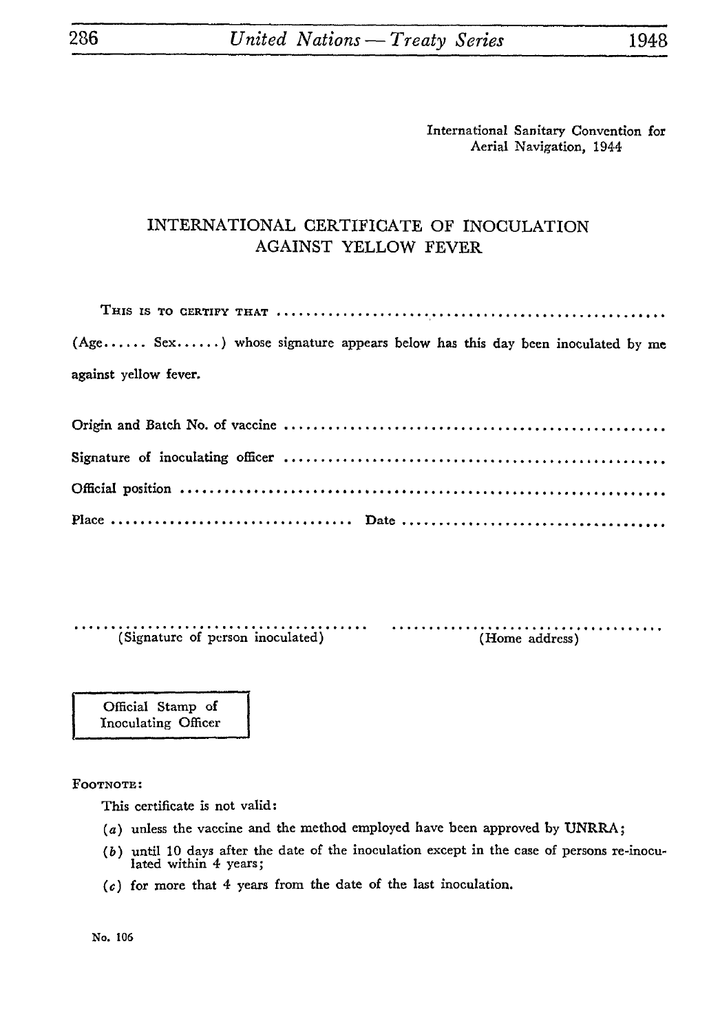International Sanitary Convention for Aerial Navigation, 1944

# INTERNATIONAL CERTIFICATE OF INOCULATION AGAINST YELLOW FEVER

THIS IS TO CERTIFY THAT ......................................................

(Age...... Sex......) whose signature appears below has this day been inoculated by me against yellow fever.

Origin and Batch No. of vaccine ......................................................

Signature of inoculating officer ......................................................

Official position ......................................................

Place ................................ Date ....................................

...................................... (Signature of person inoculated)

...................................... (Home address)

| Official Stamp of Inoculating Officer |
|---|

FOOTNOTE:

This certificate is not valid:

(*a*) unless the vaccine and the method employed have been approved by UNRRA;

(*b*) until 10 days after the date of the inoculation except in the case of persons re-inoculated within 4 years;

(*c*) for more that 4 years from the date of the last inoculation.

No. 106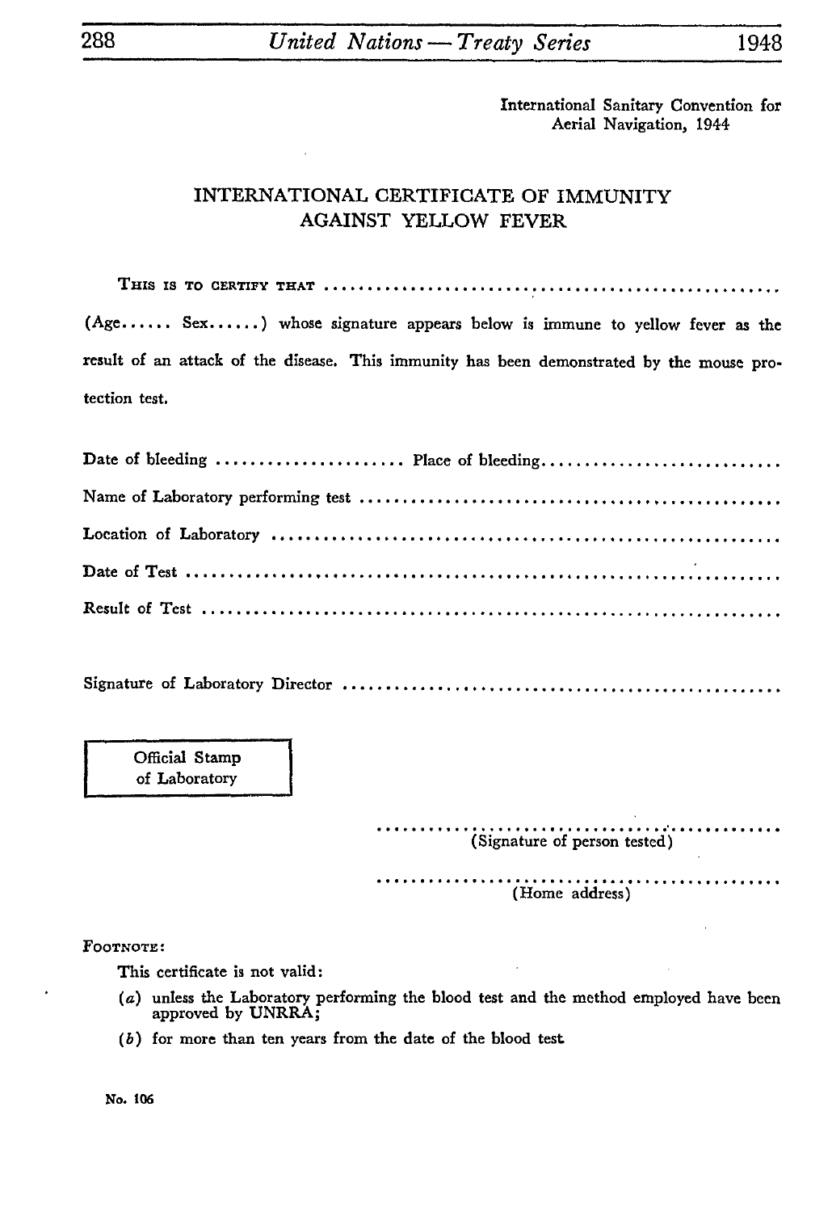International Sanitary Convention for Aerial Navigation, 1944

## INTERNATIONAL CERTIFICATE OF IMMUNITY AGAINST YELLOW FEVER

THIS IS TO CERTIFY THAT ..........................................................

(Age...... Sex......) whose signature appears below is immune to yellow fever as the result of an attack of the disease. This immunity has been demonstrated by the mouse protection test.

Date of bleeding ...................... Place of bleeding............................

Name of Laboratory performing test ..................................................

Location of Laboratory ...........................................................

Date of Test .....................................................................

Result of Test ...................................................................

Signature of Laboratory Director ..................................................

| Official Stamp of Laboratory |
|---|

..............................................
(Signature of person tested)

..............................................
(Home address)

FOOTNOTE:

This certificate is not valid:

(*a*) unless the Laboratory performing the blood test and the method employed have been approved by UNRRA;

(*b*) for more than ten years from the date of the blood test

No. 106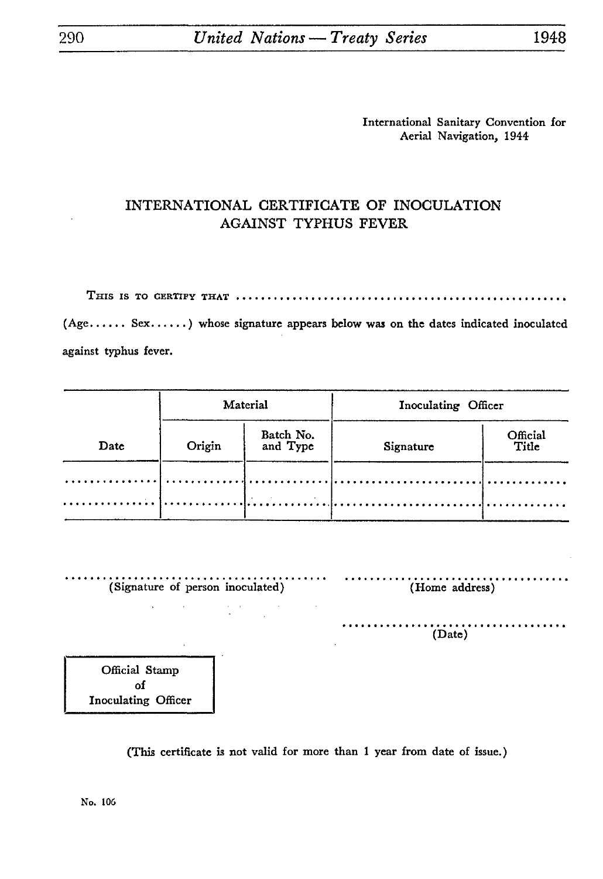International Sanitary Convention for Aerial Navigation, 1944

# INTERNATIONAL CERTIFICATE OF INOCULATION AGAINST TYPHUS FEVER

THIS IS TO CERTIFY THAT .......................................................

(Age...... Sex......) whose signature appears below was on the dates indicated inoculated against typhus fever.

| Date | Material | | Inoculating Officer | |
|---|---|---|---|---|
| | Origin | Batch No. and Type | Signature | Official Title |
| .............. | ............ | ............ | ........................ | ............ |
| .............. | ............ | ............ | ........................ | ............ |

........................................ (Signature of person inoculated)

.................................... (Home address)

.................................... (Date)

Official Stamp of Inoculating Officer

(This certificate is not valid for more than 1 year from date of issue.)

No. 106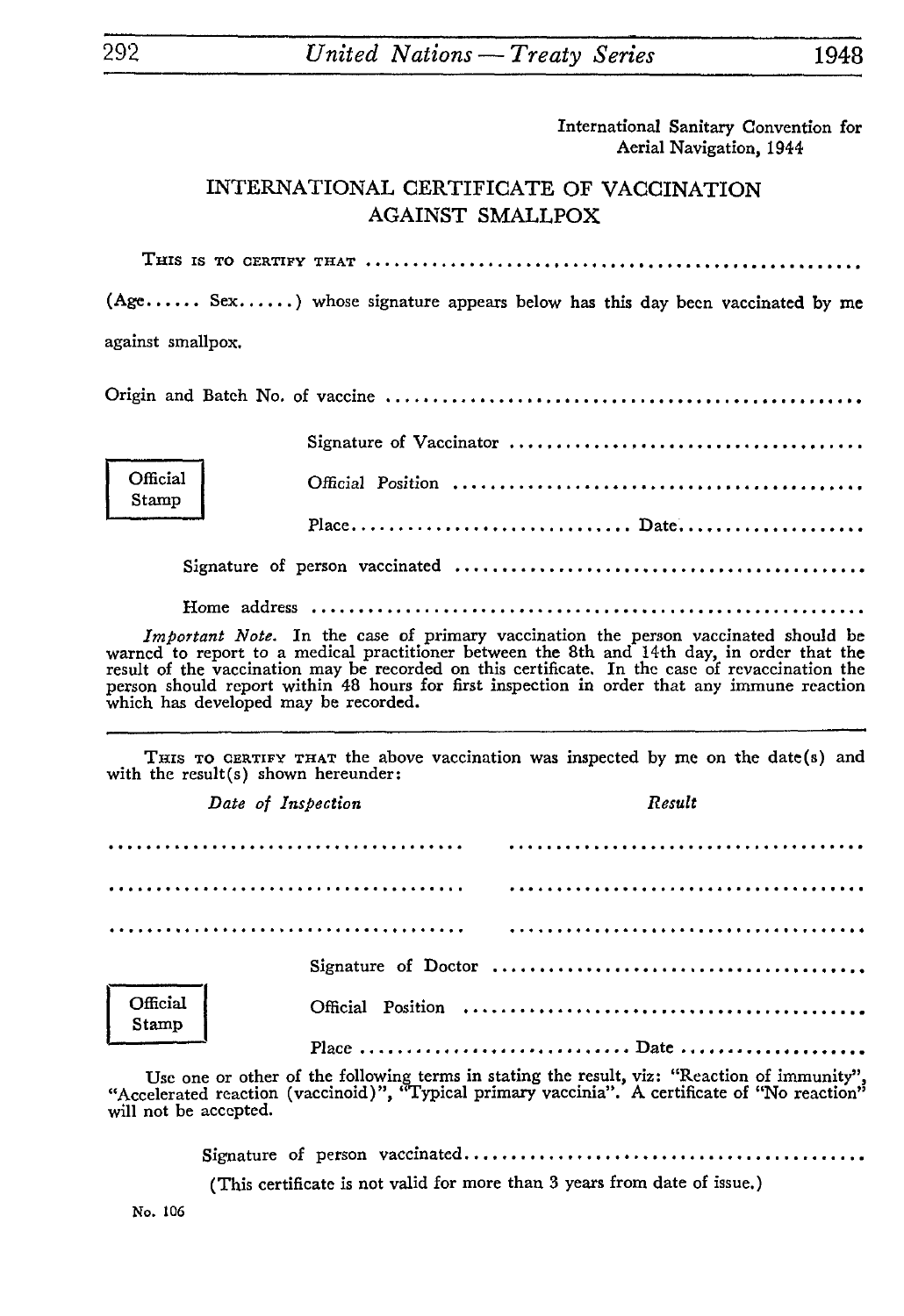International Sanitary Convention for Aerial Navigation, 1944

## INTERNATIONAL CERTIFICATE OF VACCINATION AGAINST SMALLPOX

THIS IS TO CERTIFY THAT ....................................................

(Age...... Sex......) whose signature appears below has this day been vaccinated by me against smallpox.

Origin and Batch No. of vaccine ....................................................

Official Stamp

Signature of Vaccinator ....................................................

Official Position ....................................................

Place.............................. Date....................

Signature of person vaccinated ....................................................

Home address ....................................................

*Important Note.* In the case of primary vaccination the person vaccinated should be warned to report to a medical practitioner between the 8th and 14th day, in order that the result of the vaccination may be recorded on this certificate. In the case of revaccination the person should report within 48 hours for first inspection in order that any immune reaction which has developed may be recorded.

---

THIS TO CERTIFY THAT the above vaccination was inspected by me on the date(s) and with the result(s) shown hereunder:

| *Date of Inspection* | *Result* |
|---|---|
| .................................... | .................................... |
| .................................... | .................................... |
| .................................... | .................................... |

Official Stamp

Signature of Doctor ....................................................

Official Position ....................................................

Place .............................. Date ....................

Use one or other of the following terms in stating the result, viz: "Reaction of immunity", "Accelerated reaction (vaccinoid)", "Typical primary vaccinia". A certificate of "No reaction" will not be accepted.

Signature of person vaccinated....................................................

(This certificate is not valid for more than 3 years from date of issue.)

No. 106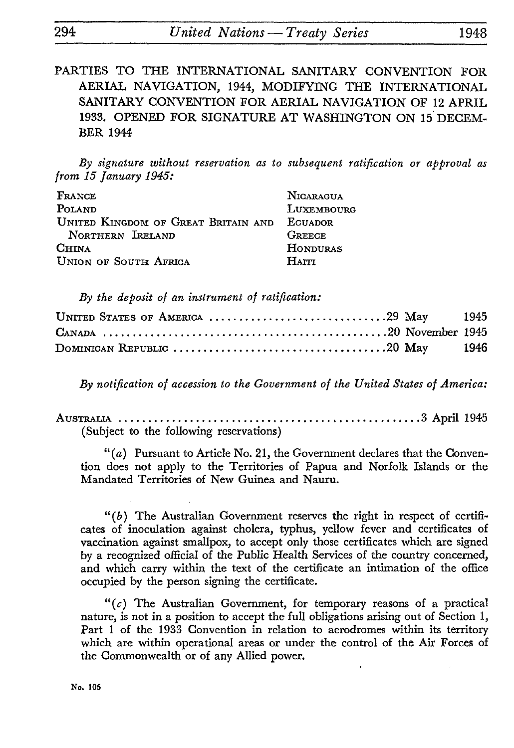## PARTIES TO THE INTERNATIONAL SANITARY CONVENTION FOR AERIAL NAVIGATION, 1944, MODIFYING THE INTERNATIONAL SANITARY CONVENTION FOR AERIAL NAVIGATION OF 12 APRIL 1933. OPENED FOR SIGNATURE AT WASHINGTON ON 15 DECEMBER 1944

*By signature without reservation as to subsequent ratification or approval as from 15 January 1945:*

FRANCE
POLAND
UNITED KINGDOM OF GREAT BRITAIN AND NORTHERN IRELAND
CHINA
UNION OF SOUTH AFRICA
NICARAGUA
LUXEMBOURG
ECUADOR
GREECE
HONDURAS
HAITI

*By the deposit of an instrument of ratification:*

| | |
|---|---|
| UNITED STATES OF AMERICA | 29 May 1945 |
| CANADA | 20 November 1945 |
| DOMINICAN REPUBLIC | 20 May 1946 |

*By notification of accession to the Government of the United States of America:*

AUSTRALIA .................................................... 3 April 1945
(Subject to the following reservations)

"(*a*) Pursuant to Article No. 21, the Government declares that the Convention does not apply to the Territories of Papua and Norfolk Islands or the Mandated Territories of New Guinea and Nauru.

"(*b*) The Australian Government reserves the right in respect of certificates of inoculation against cholera, typhus, yellow fever and certificates of vaccination against smallpox, to accept only those certificates which are signed by a recognized official of the Public Health Services of the country concerned, and which carry within the text of the certificate an intimation of the office occupied by the person signing the certificate.

"(*c*) The Australian Government, for temporary reasons of a practical nature, is not in a position to accept the full obligations arising out of Section 1, Part 1 of the 1933 Convention in relation to aerodromes within its territory which are within operational areas or under the control of the Air Forces of the Commonwealth or of any Allied power.

No. 106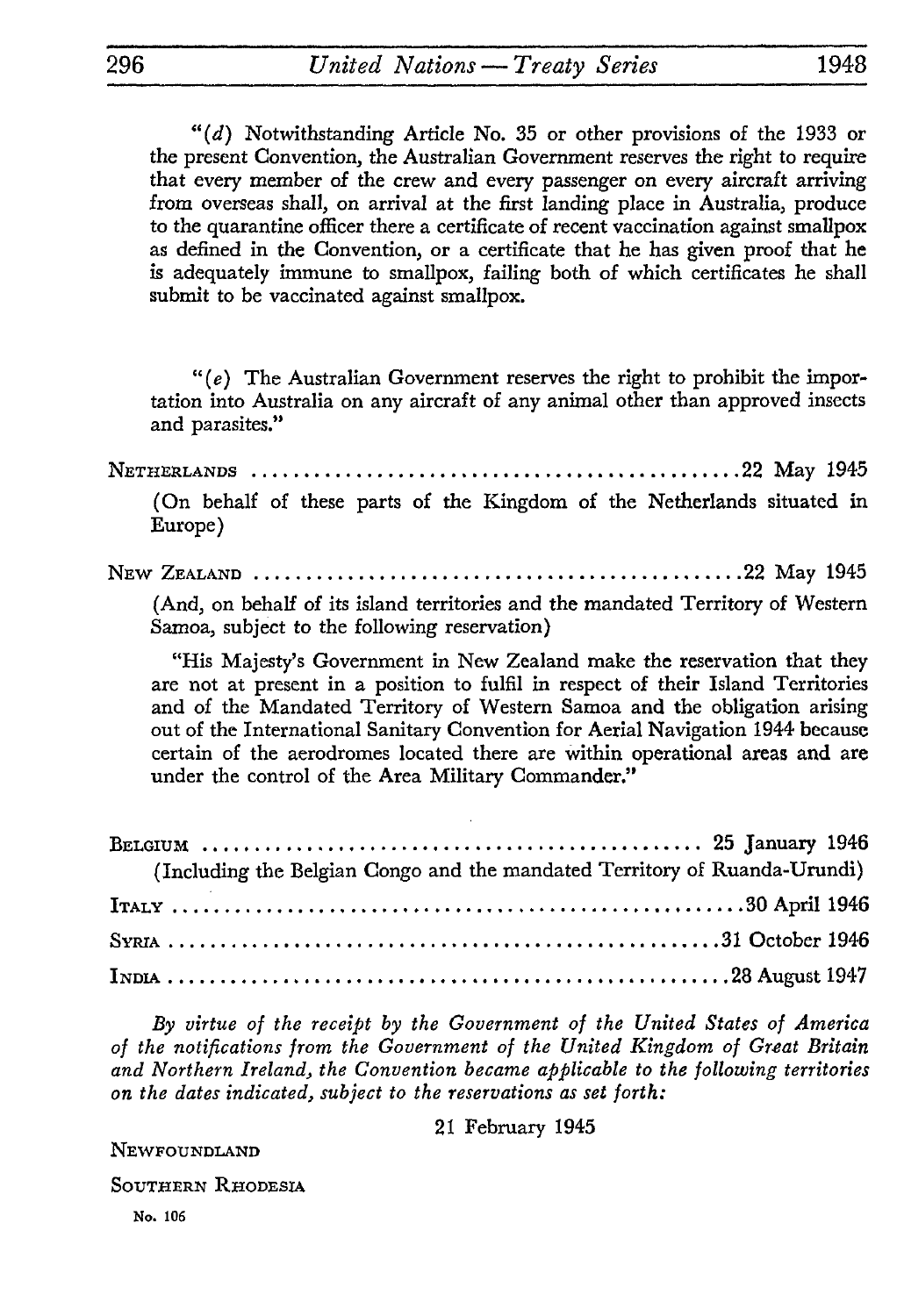"(*d*) Notwithstanding Article No. 35 or other provisions of the 1933 or the present Convention, the Australian Government reserves the right to require that every member of the crew and every passenger on every aircraft arriving from overseas shall, on arrival at the first landing place in Australia, produce to the quarantine officer there a certificate of recent vaccination against smallpox as defined in the Convention, or a certificate that he has given proof that he is adequately immune to smallpox, failing both of which certificates he shall submit to be vaccinated against smallpox.

"(*e*) The Australian Government reserves the right to prohibit the importation into Australia on any aircraft of any animal other than approved insects and parasites."

NETHERLANDS .............................................. 22 May 1945

(On behalf of these parts of the Kingdom of the Netherlands situated in Europe)

NEW ZEALAND .............................................. 22 May 1945

(And, on behalf of its island territories and the mandated Territory of Western Samoa, subject to the following reservation)

"His Majesty's Government in New Zealand make the reservation that they are not at present in a position to fulfil in respect of their Island Territories and of the Mandated Territory of Western Samoa and the obligation arising out of the International Sanitary Convention for Aerial Navigation 1944 because certain of the aerodromes located there are within operational areas and are under the control of the Area Military Commander."

BELGIUM .............................................. 25 January 1946

(Including the Belgian Congo and the mandated Territory of Ruanda-Urundi)

ITALY .............................................. 30 April 1946

SYRIA .............................................. 31 October 1946

INDIA .............................................. 28 August 1947

*By virtue of the receipt by the Government of the United States of America of the notifications from the Government of the United Kingdom of Great Britain and Northern Ireland, the Convention became applicable to the following territories on the dates indicated, subject to the reservations as set forth:*

21 February 1945

NEWFOUNDLAND

SOUTHERN RHODESIA

No. 106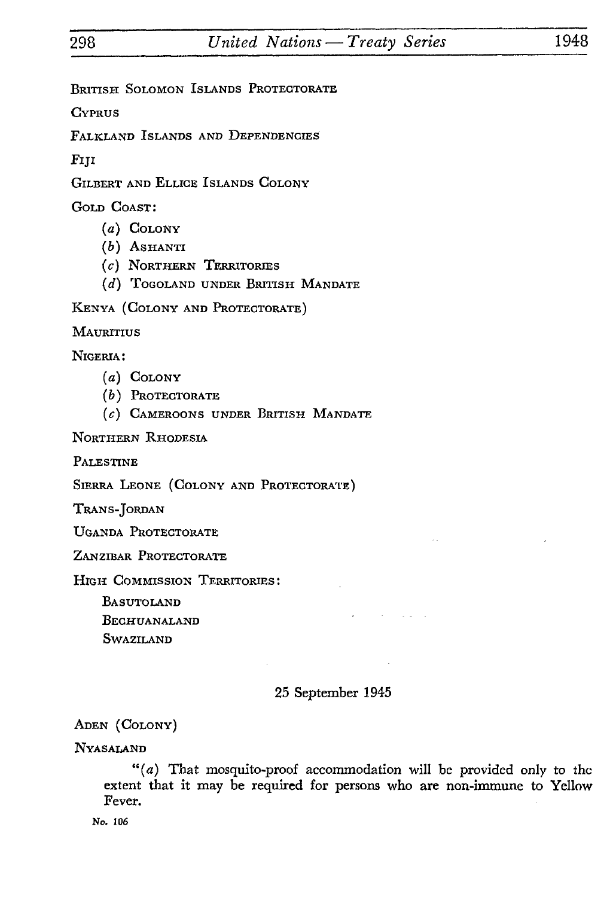BRITISH SOLOMON ISLANDS PROTECTORATE

CYPRUS

FALKLAND ISLANDS AND DEPENDENCIES

FIJI

GILBERT AND ELLICE ISLANDS COLONY

GOLD COAST:

- (*a*) COLONY
- (*b*) ASHANTI
- (*c*) NORTHERN TERRITORIES
- (*d*) TOGOLAND UNDER BRITISH MANDATE

KENYA (COLONY AND PROTECTORATE)

MAURITIUS

NIGERIA:

- (*a*) COLONY
- (*b*) PROTECTORATE
- (*c*) CAMEROONS UNDER BRITISH MANDATE

NORTHERN RHODESIA

PALESTINE

SIERRA LEONE (COLONY AND PROTECTORATE)

TRANS-JORDAN

UGANDA PROTECTORATE

ZANZIBAR PROTECTORATE

HIGH COMMISSION TERRITORIES:

- BASUTOLAND
- BECHUANALAND
- SWAZILAND

25 September 1945

ADEN (COLONY)

NYASALAND

"(*a*) That mosquito-proof accommodation will be provided only to the extent that it may be required for persons who are non-immune to Yellow Fever.

No. 106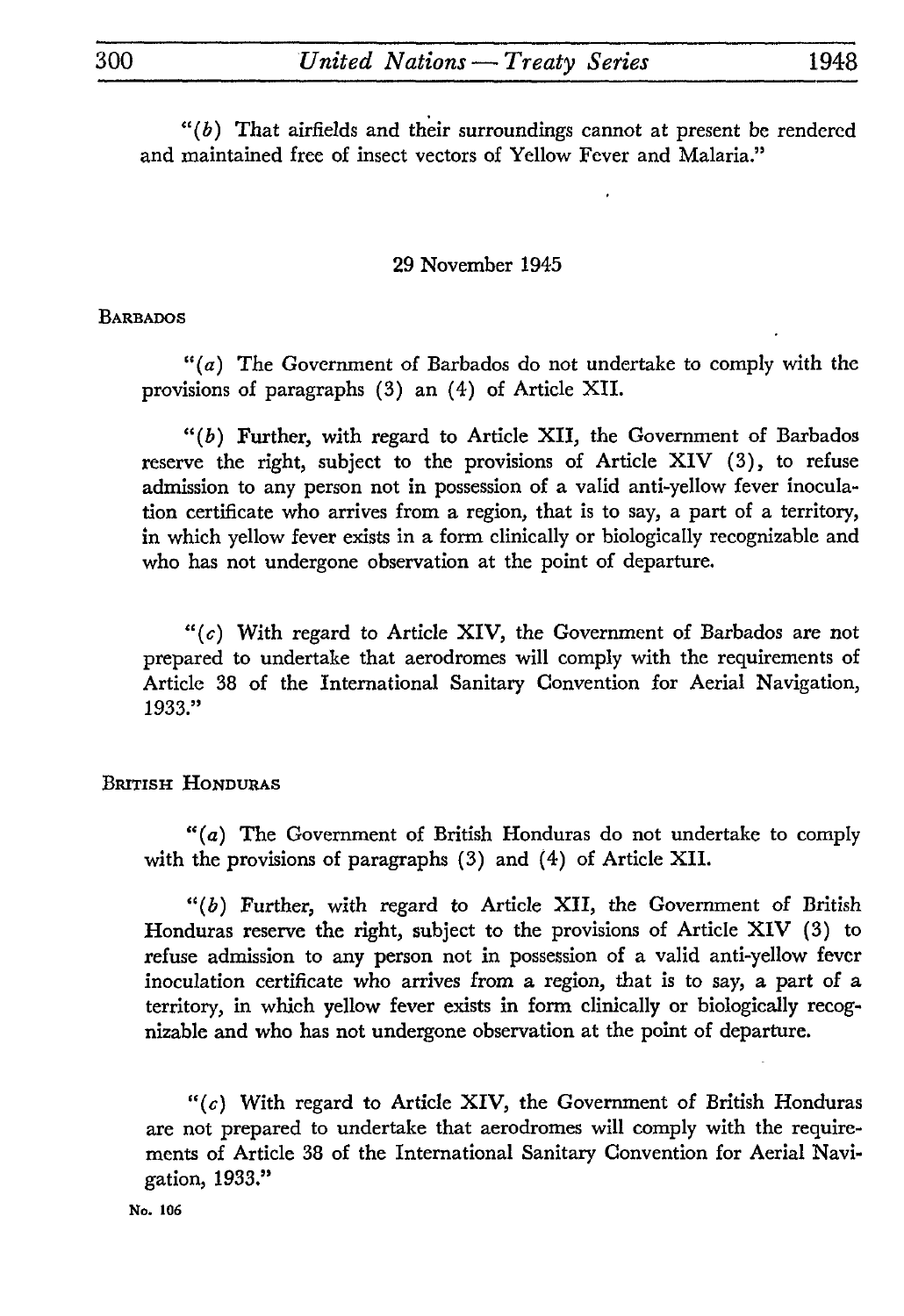"(b) That airfields and their surroundings cannot at present be rendered and maintained free of insect vectors of Yellow Fever and Malaria."

29 November 1945

BARBADOS

"(a) The Government of Barbados do not undertake to comply with the provisions of paragraphs (3) an (4) of Article XII.

"(b) Further, with regard to Article XII, the Government of Barbados reserve the right, subject to the provisions of Article XIV (3), to refuse admission to any person not in possession of a valid anti-yellow fever inoculation certificate who arrives from a region, that is to say, a part of a territory, in which yellow fever exists in a form clinically or biologically recognizable and who has not undergone observation at the point of departure.

"(c) With regard to Article XIV, the Government of Barbados are not prepared to undertake that aerodromes will comply with the requirements of Article 38 of the International Sanitary Convention for Aerial Navigation, 1933."

BRITISH HONDURAS

"(a) The Government of British Honduras do not undertake to comply with the provisions of paragraphs (3) and (4) of Article XII.

"(b) Further, with regard to Article XII, the Government of British Honduras reserve the right, subject to the provisions of Article XIV (3) to refuse admission to any person not in possession of a valid anti-yellow fever inoculation certificate who arrives from a region, that is to say, a part of a territory, in which yellow fever exists in form clinically or biologically recognizable and who has not undergone observation at the point of departure.

"(c) With regard to Article XIV, the Government of British Honduras are not prepared to undertake that aerodromes will comply with the requirements of Article 38 of the International Sanitary Convention for Aerial Navigation, 1933."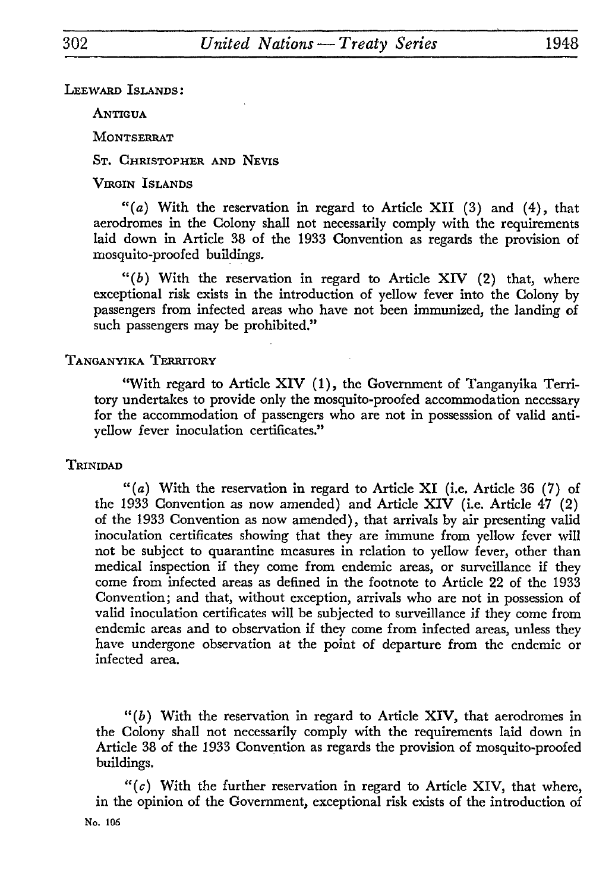LEEWARD ISLANDS:

ANTIGUA

MONTSERRAT

ST. CHRISTOPHER AND NEVIS

VIRGIN ISLANDS

"(a) With the reservation in regard to Article XII (3) and (4), that aerodromes in the Colony shall not necessarily comply with the requirements laid down in Article 38 of the 1933 Convention as regards the provision of mosquito-proofed buildings.

"(b) With the reservation in regard to Article XIV (2) that, where exceptional risk exists in the introduction of yellow fever into the Colony by passengers from infected areas who have not been immunized, the landing of such passengers may be prohibited."

TANGANYIKA TERRITORY

"With regard to Article XIV (1), the Government of Tanganyika Territory undertakes to provide only the mosquito-proofed accommodation necessary for the accommodation of passengers who are not in possesssion of valid anti-yellow fever inoculation certificates."

TRINIDAD

"(a) With the reservation in regard to Article XI (i.e. Article 36 (7) of the 1933 Convention as now amended) and Article XIV (i.e. Article 47 (2) of the 1933 Convention as now amended), that arrivals by air presenting valid inoculation certificates showing that they are immune from yellow fever will not be subject to quarantine measures in relation to yellow fever, other than medical inspection if they come from endemic areas, or surveillance if they come from infected areas as defined in the footnote to Article 22 of the 1933 Convention; and that, without exception, arrivals who are not in possession of valid inoculation certificates will be subjected to surveillance if they come from endemic areas and to observation if they come from infected areas, unless they have undergone observation at the point of departure from the endemic or infected area.

"(b) With the reservation in regard to Article XIV, that aerodromes in the Colony shall not necessarily comply with the requirements laid down in Article 38 of the 1933 Convention as regards the provision of mosquito-proofed buildings.

"(c) With the further reservation in regard to Article XIV, that where, in the opinion of the Government, exceptional risk exists of the introduction of

No. 106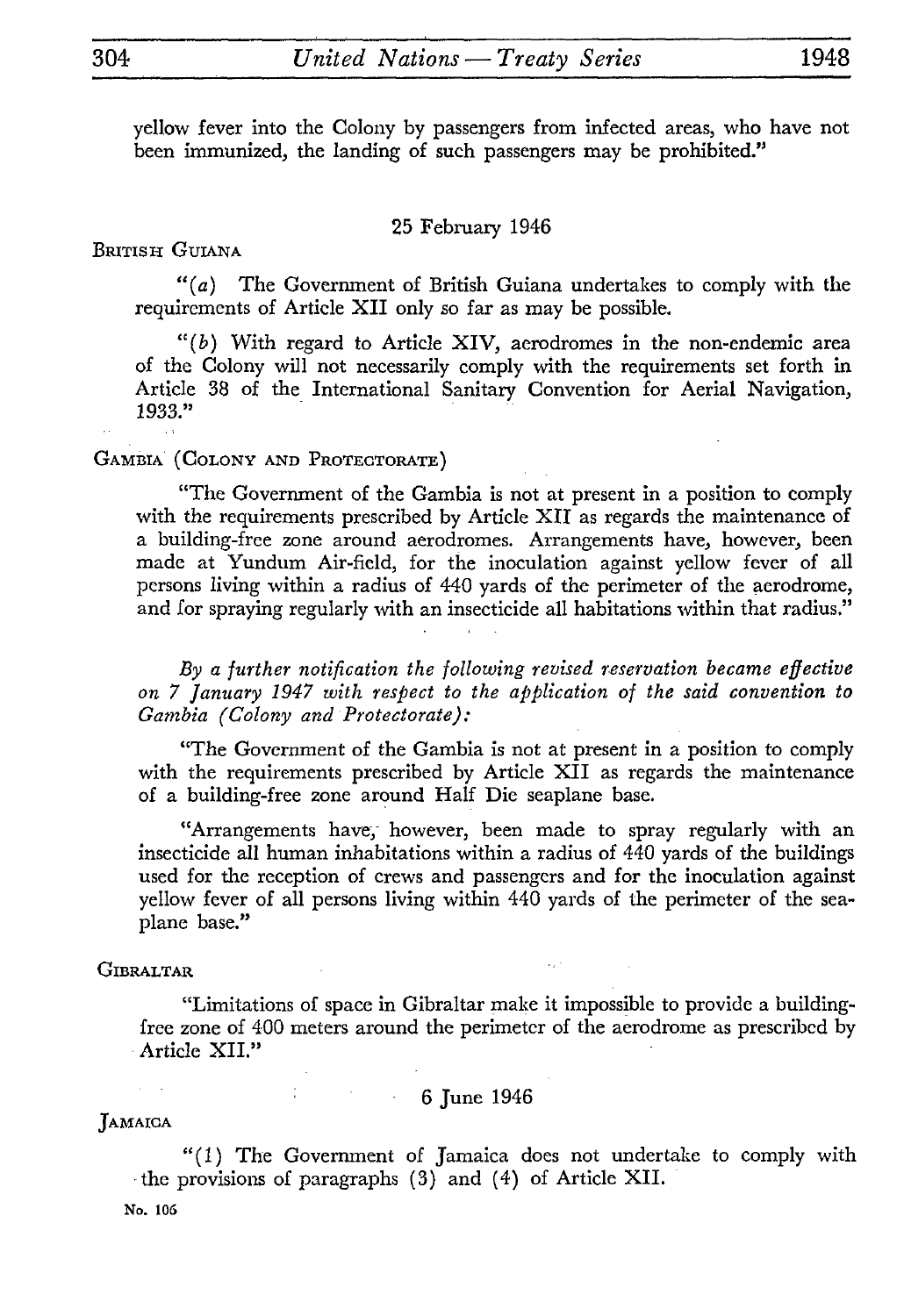yellow fever into the Colony by passengers from infected areas, who have not been immunized, the landing of such passengers may be prohibited."

25 February 1946

BRITISH GUIANA

"(a) The Government of British Guiana undertakes to comply with the requirements of Article XII only so far as may be possible.

"(b) With regard to Article XIV, aerodromes in the non-endemic area of the Colony will not necessarily comply with the requirements set forth in Article 38 of the International Sanitary Convention for Aerial Navigation, 1933."

GAMBIA (COLONY AND PROTECTORATE)

"The Government of the Gambia is not at present in a position to comply with the requirements prescribed by Article XII as regards the maintenance of a building-free zone around aerodromes. Arrangements have, however, been made at Yundum Air-field, for the inoculation against yellow fever of all persons living within a radius of 440 yards of the perimeter of the aerodrome, and for spraying regularly with an insecticide all habitations within that radius."

*By a further notification the following revised reservation became effective on 7 January 1947 with respect to the application of the said convention to Gambia (Colony and Protectorate):*

"The Government of the Gambia is not at present in a position to comply with the requirements prescribed by Article XII as regards the maintenance of a building-free zone around Half Die seaplane base.

"Arrangements have, however, been made to spray regularly with an insecticide all human inhabitations within a radius of 440 yards of the buildings used for the reception of crews and passengers and for the inoculation against yellow fever of all persons living within 440 yards of the perimeter of the seaplane base."

GIBRALTAR

"Limitations of space in Gibraltar make it impossible to provide a building-free zone of 400 meters around the perimeter of the aerodrome as prescribed by Article XII."

6 June 1946

JAMAICA

"(1) The Government of Jamaica does not undertake to comply with the provisions of paragraphs (3) and (4) of Article XII.

No. 106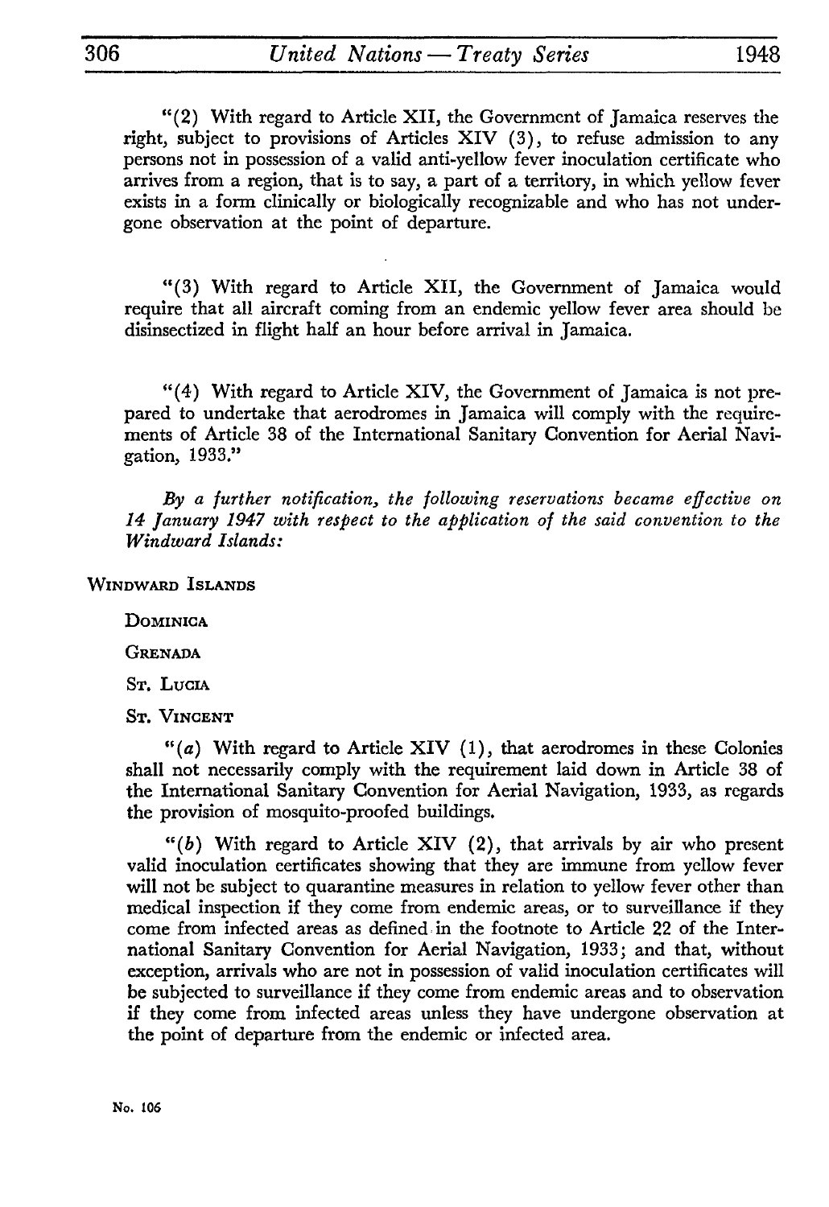"(2) With regard to Article XII, the Government of Jamaica reserves the right, subject to provisions of Articles XIV (3), to refuse admission to any persons not in possession of a valid anti-yellow fever inoculation certificate who arrives from a region, that is to say, a part of a territory, in which yellow fever exists in a form clinically or biologically recognizable and who has not undergone observation at the point of departure.

"(3) With regard to Article XII, the Government of Jamaica would require that all aircraft coming from an endemic yellow fever area should be disinsectized in flight half an hour before arrival in Jamaica.

"(4) With regard to Article XIV, the Government of Jamaica is not prepared to undertake that aerodromes in Jamaica will comply with the requirements of Article 38 of the International Sanitary Convention for Aerial Navigation, 1933."

*By a further notification, the following reservations became effective on 14 January 1947 with respect to the application of the said convention to the Windward Islands:*

WINDWARD ISLANDS

DOMINICA

GRENADA

ST. LUCIA

ST. VINCENT

"(*a*) With regard to Article XIV (1), that aerodromes in these Colonies shall not necessarily comply with the requirement laid down in Article 38 of the International Sanitary Convention for Aerial Navigation, 1933, as regards the provision of mosquito-proofed buildings.

"(*b*) With regard to Article XIV (2), that arrivals by air who present valid inoculation certificates showing that they are immune from yellow fever will not be subject to quarantine measures in relation to yellow fever other than medical inspection if they come from endemic areas, or to surveillance if they come from infected areas as defined in the footnote to Article 22 of the International Sanitary Convention for Aerial Navigation, 1933; and that, without exception, arrivals who are not in possession of valid inoculation certificates will be subjected to surveillance if they come from endemic areas and to observation if they come from infected areas unless they have undergone observation at the point of departure from the endemic or infected area.

No. 106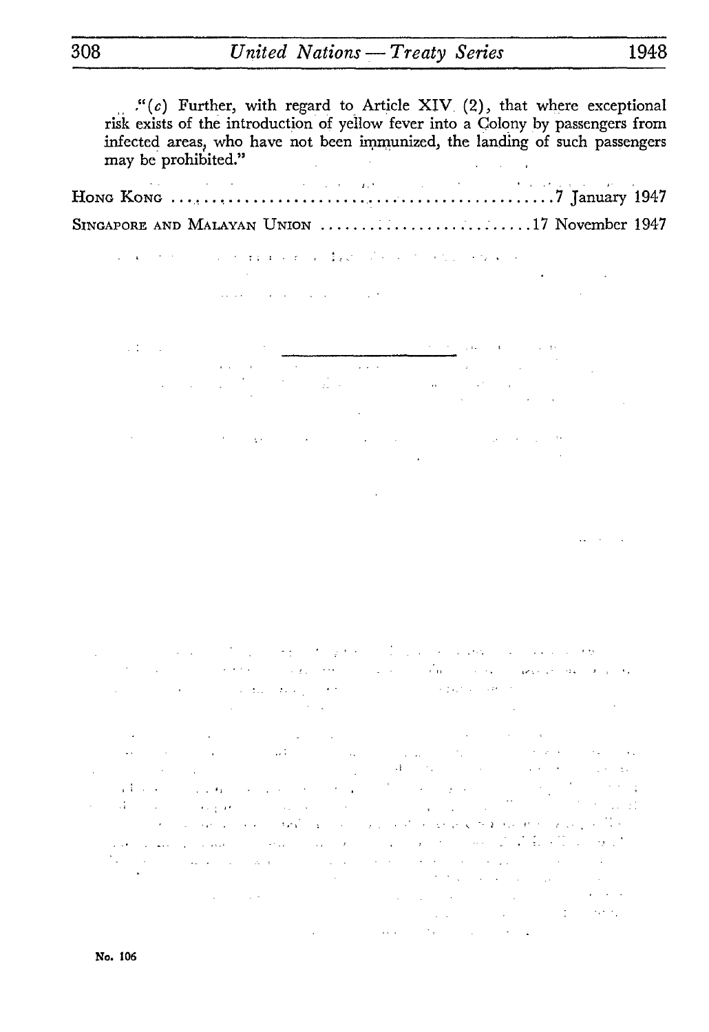"(*c*) Further, with regard to Article XIV (2), that where exceptional risk exists of the introduction of yellow fever into a Colony by passengers from infected areas, who have not been immunized, the landing of such passengers may be prohibited."

HONG KONG .............................................. 7 January 1947

SINGAPORE AND MALAYAN UNION .............................. 17 November 1947

No. 106